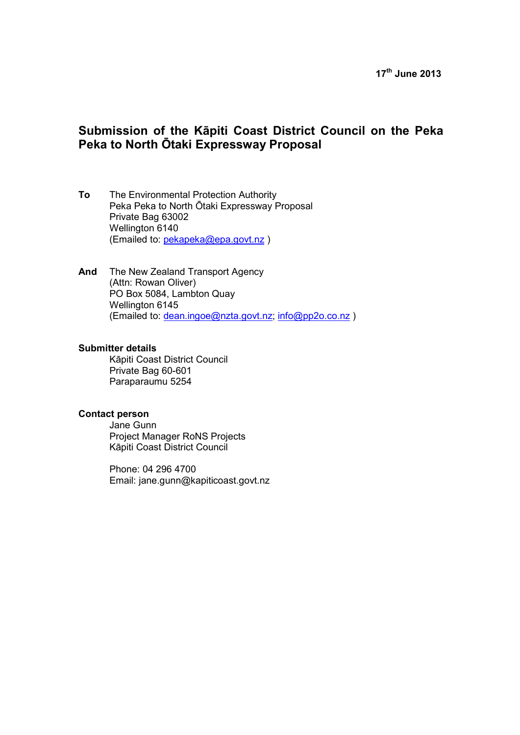**17th June 2013**

# Submission of the Kāpiti Coast District Council on the Peka Peka to North Ōtaki Expressway Proposal

**To** The Environmental Protection Authority
Peka Peka to North Ōtaki Expressway Proposal
Private Bag 63002
Wellington 6140
(Emailed to: pekapeka@epa.govt.nz )

**And** The New Zealand Transport Agency
(Attn: Rowan Oliver)
PO Box 5084, Lambton Quay
Wellington 6145
(Emailed to: dean.ingoe@nzta.govt.nz; info@pp2o.co.nz )

**Submitter details**

Kāpiti Coast District Council
Private Bag 60-601
Paraparaumu 5254

**Contact person**

Jane Gunn
Project Manager RoNS Projects
Kāpiti Coast District Council

Phone: 04 296 4700
Email: jane.gunn@kapiticoast.govt.nz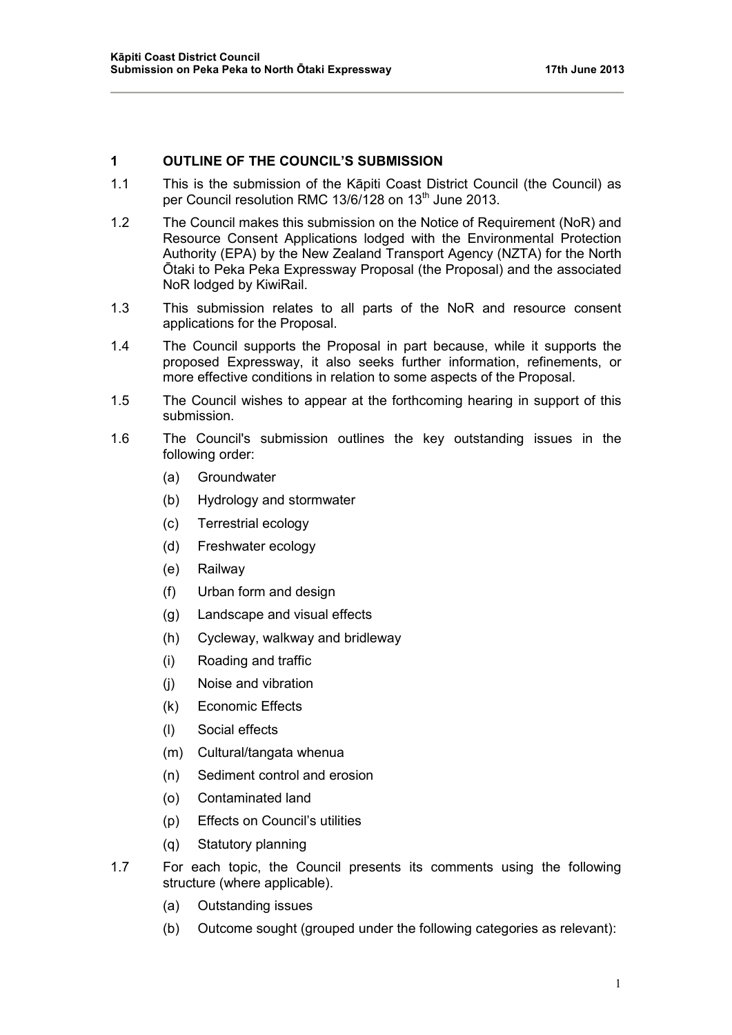## 1 OUTLINE OF THE COUNCIL'S SUBMISSION

1.1 This is the submission of the Kāpiti Coast District Council (the Council) as per Council resolution RMC 13/6/128 on 13th June 2013.

1.2 The Council makes this submission on the Notice of Requirement (NoR) and Resource Consent Applications lodged with the Environmental Protection Authority (EPA) by the New Zealand Transport Agency (NZTA) for the North Ōtaki to Peka Peka Expressway Proposal (the Proposal) and the associated NoR lodged by KiwiRail.

1.3 This submission relates to all parts of the NoR and resource consent applications for the Proposal.

1.4 The Council supports the Proposal in part because, while it supports the proposed Expressway, it also seeks further information, refinements, or more effective conditions in relation to some aspects of the Proposal.

1.5 The Council wishes to appear at the forthcoming hearing in support of this submission.

1.6 The Council's submission outlines the key outstanding issues in the following order:

(a) Groundwater

(b) Hydrology and stormwater

(c) Terrestrial ecology

(d) Freshwater ecology

(e) Railway

(f) Urban form and design

(g) Landscape and visual effects

(h) Cycleway, walkway and bridleway

(i) Roading and traffic

(j) Noise and vibration

(k) Economic Effects

(l) Social effects

(m) Cultural/tangata whenua

(n) Sediment control and erosion

(o) Contaminated land

(p) Effects on Council's utilities

(q) Statutory planning

1.7 For each topic, the Council presents its comments using the following structure (where applicable).

(a) Outstanding issues

(b) Outcome sought (grouped under the following categories as relevant):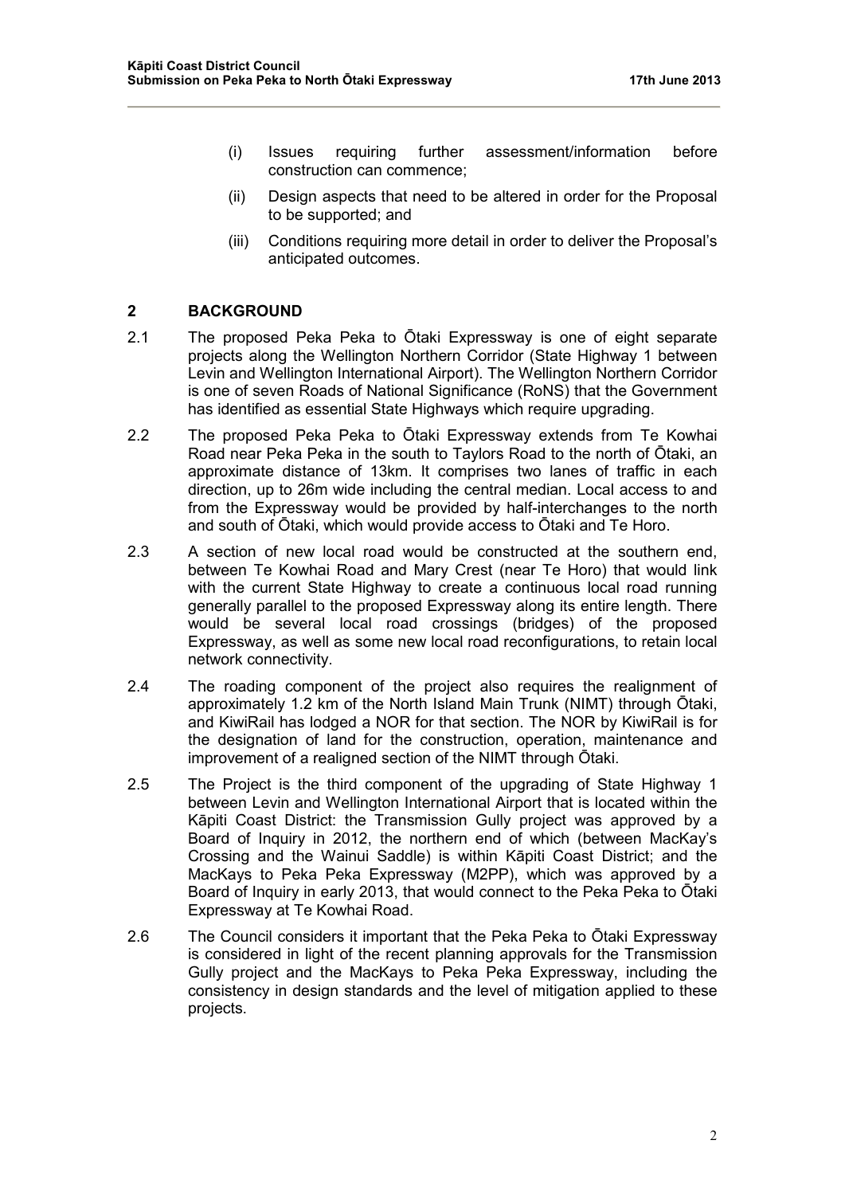(i) Issues requiring further assessment/information before construction can commence;

(ii) Design aspects that need to be altered in order for the Proposal to be supported; and

(iii) Conditions requiring more detail in order to deliver the Proposal's anticipated outcomes.

## 2 BACKGROUND

2.1 The proposed Peka Peka to Ōtaki Expressway is one of eight separate projects along the Wellington Northern Corridor (State Highway 1 between Levin and Wellington International Airport). The Wellington Northern Corridor is one of seven Roads of National Significance (RoNS) that the Government has identified as essential State Highways which require upgrading.

2.2 The proposed Peka Peka to Ōtaki Expressway extends from Te Kowhai Road near Peka Peka in the south to Taylors Road to the north of Ōtaki, an approximate distance of 13km. It comprises two lanes of traffic in each direction, up to 26m wide including the central median. Local access to and from the Expressway would be provided by half-interchanges to the north and south of Ōtaki, which would provide access to Ōtaki and Te Horo.

2.3 A section of new local road would be constructed at the southern end, between Te Kowhai Road and Mary Crest (near Te Horo) that would link with the current State Highway to create a continuous local road running generally parallel to the proposed Expressway along its entire length. There would be several local road crossings (bridges) of the proposed Expressway, as well as some new local road reconfigurations, to retain local network connectivity.

2.4 The roading component of the project also requires the realignment of approximately 1.2 km of the North Island Main Trunk (NIMT) through Ōtaki, and KiwiRail has lodged a NOR for that section. The NOR by KiwiRail is for the designation of land for the construction, operation, maintenance and improvement of a realigned section of the NIMT through Ōtaki.

2.5 The Project is the third component of the upgrading of State Highway 1 between Levin and Wellington International Airport that is located within the Kāpiti Coast District: the Transmission Gully project was approved by a Board of Inquiry in 2012, the northern end of which (between MacKay's Crossing and the Wainui Saddle) is within Kāpiti Coast District; and the MacKays to Peka Peka Expressway (M2PP), which was approved by a Board of Inquiry in early 2013, that would connect to the Peka Peka to Ōtaki Expressway at Te Kowhai Road.

2.6 The Council considers it important that the Peka Peka to Ōtaki Expressway is considered in light of the recent planning approvals for the Transmission Gully project and the MacKays to Peka Peka Expressway, including the consistency in design standards and the level of mitigation applied to these projects.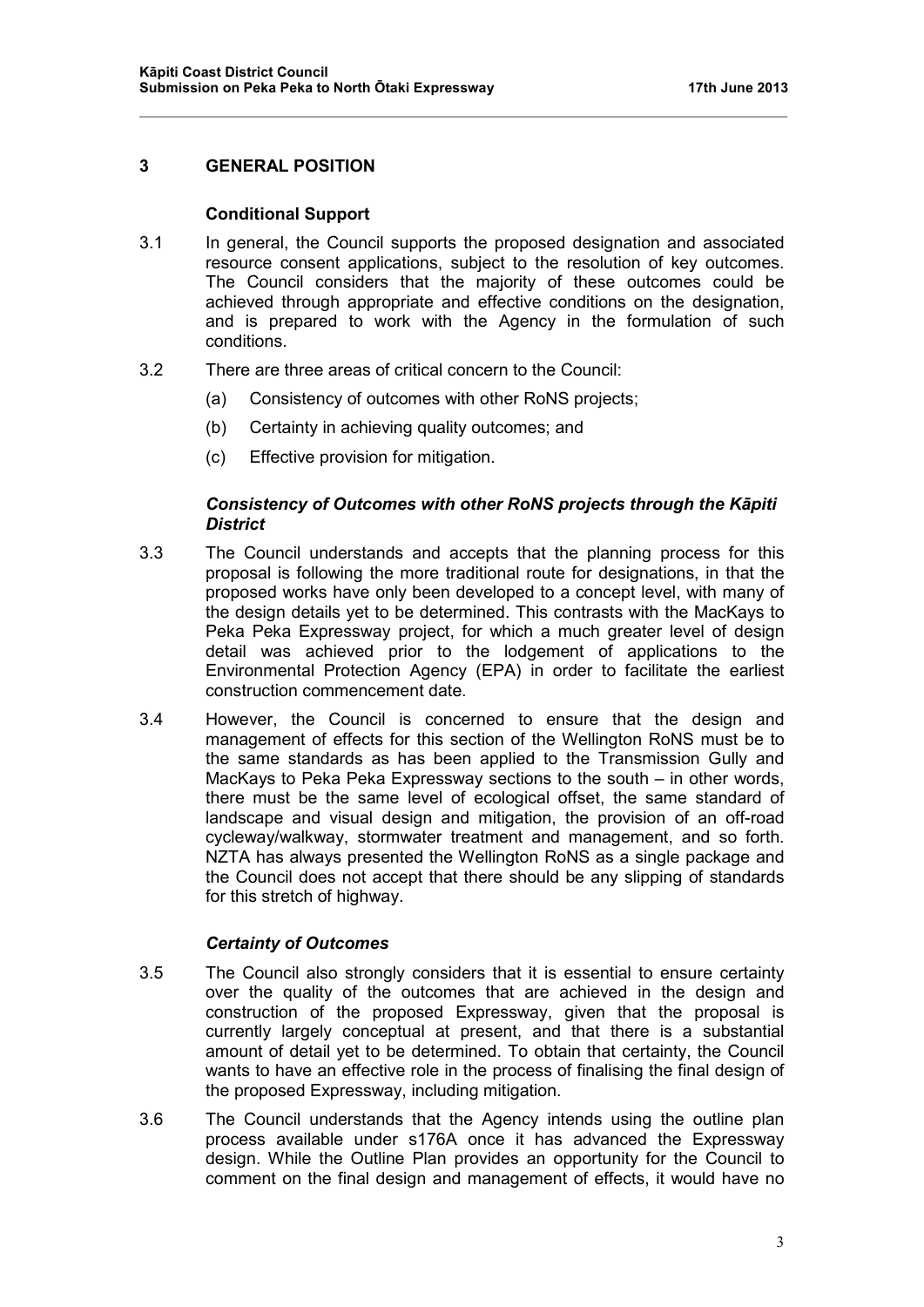## 3 GENERAL POSITION

### Conditional Support

3.1 In general, the Council supports the proposed designation and associated resource consent applications, subject to the resolution of key outcomes. The Council considers that the majority of these outcomes could be achieved through appropriate and effective conditions on the designation, and is prepared to work with the Agency in the formulation of such conditions.

3.2 There are three areas of critical concern to the Council:

(a) Consistency of outcomes with other RoNS projects;

(b) Certainty in achieving quality outcomes; and

(c) Effective provision for mitigation.

### *Consistency of Outcomes with other RoNS projects through the Kāpiti District*

3.3 The Council understands and accepts that the planning process for this proposal is following the more traditional route for designations, in that the proposed works have only been developed to a concept level, with many of the design details yet to be determined. This contrasts with the MacKays to Peka Peka Expressway project, for which a much greater level of design detail was achieved prior to the lodgement of applications to the Environmental Protection Agency (EPA) in order to facilitate the earliest construction commencement date.

3.4 However, the Council is concerned to ensure that the design and management of effects for this section of the Wellington RoNS must be to the same standards as has been applied to the Transmission Gully and MacKays to Peka Peka Expressway sections to the south – in other words, there must be the same level of ecological offset, the same standard of landscape and visual design and mitigation, the provision of an off-road cycleway/walkway, stormwater treatment and management, and so forth. NZTA has always presented the Wellington RoNS as a single package and the Council does not accept that there should be any slipping of standards for this stretch of highway.

### *Certainty of Outcomes*

3.5 The Council also strongly considers that it is essential to ensure certainty over the quality of the outcomes that are achieved in the design and construction of the proposed Expressway, given that the proposal is currently largely conceptual at present, and that there is a substantial amount of detail yet to be determined. To obtain that certainty, the Council wants to have an effective role in the process of finalising the final design of the proposed Expressway, including mitigation.

3.6 The Council understands that the Agency intends using the outline plan process available under s176A once it has advanced the Expressway design. While the Outline Plan provides an opportunity for the Council to comment on the final design and management of effects, it would have no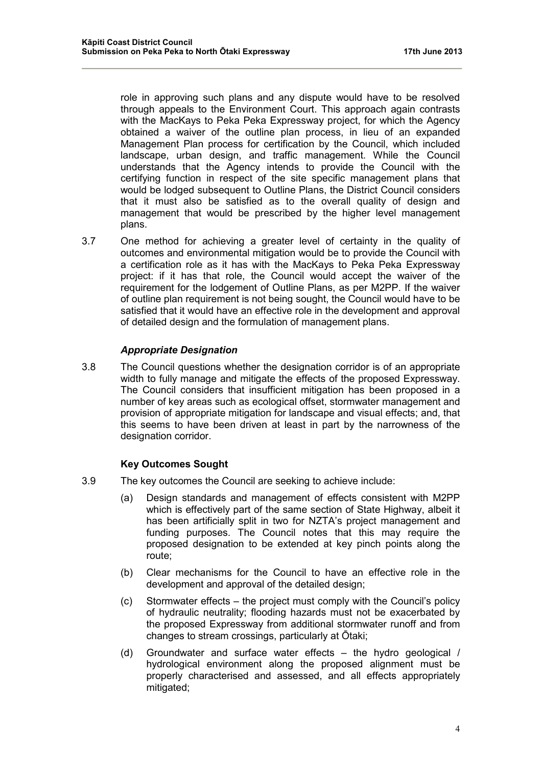role in approving such plans and any dispute would have to be resolved through appeals to the Environment Court. This approach again contrasts with the MacKays to Peka Peka Expressway project, for which the Agency obtained a waiver of the outline plan process, in lieu of an expanded Management Plan process for certification by the Council, which included landscape, urban design, and traffic management. While the Council understands that the Agency intends to provide the Council with the certifying function in respect of the site specific management plans that would be lodged subsequent to Outline Plans, the District Council considers that it must also be satisfied as to the overall quality of design and management that would be prescribed by the higher level management plans.

3.7 One method for achieving a greater level of certainty in the quality of outcomes and environmental mitigation would be to provide the Council with a certification role as it has with the MacKays to Peka Peka Expressway project: if it has that role, the Council would accept the waiver of the requirement for the lodgement of Outline Plans, as per M2PP. If the waiver of outline plan requirement is not being sought, the Council would have to be satisfied that it would have an effective role in the development and approval of detailed design and the formulation of management plans.

### *Appropriate Designation*

3.8 The Council questions whether the designation corridor is of an appropriate width to fully manage and mitigate the effects of the proposed Expressway. The Council considers that insufficient mitigation has been proposed in a number of key areas such as ecological offset, stormwater management and provision of appropriate mitigation for landscape and visual effects; and, that this seems to have been driven at least in part by the narrowness of the designation corridor.

### **Key Outcomes Sought**

3.9 The key outcomes the Council are seeking to achieve include:

(a) Design standards and management of effects consistent with M2PP which is effectively part of the same section of State Highway, albeit it has been artificially split in two for NZTA's project management and funding purposes. The Council notes that this may require the proposed designation to be extended at key pinch points along the route;

(b) Clear mechanisms for the Council to have an effective role in the development and approval of the detailed design;

(c) Stormwater effects – the project must comply with the Council's policy of hydraulic neutrality; flooding hazards must not be exacerbated by the proposed Expressway from additional stormwater runoff and from changes to stream crossings, particularly at Ōtaki;

(d) Groundwater and surface water effects – the hydro geological / hydrological environment along the proposed alignment must be properly characterised and assessed, and all effects appropriately mitigated;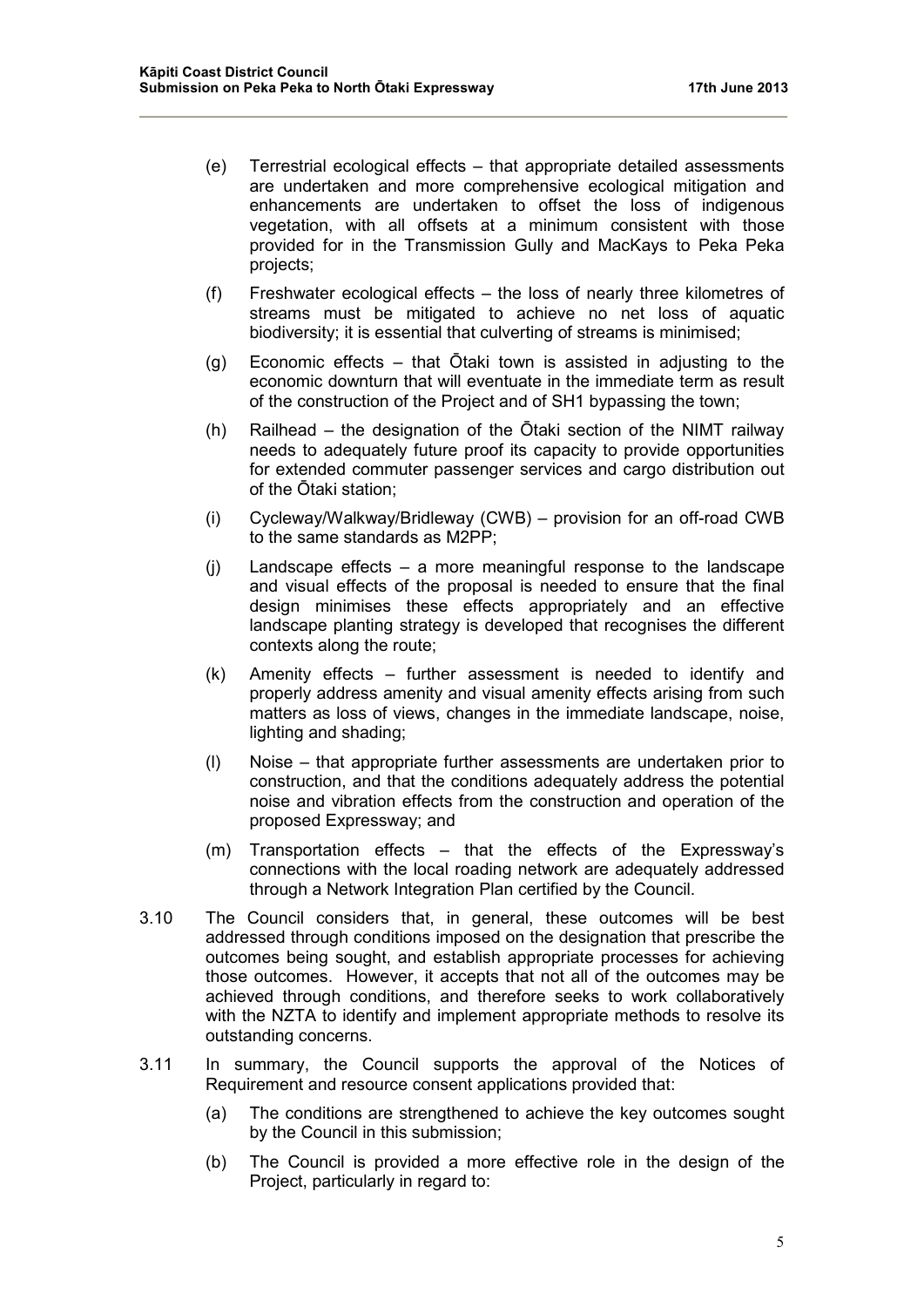(e) Terrestrial ecological effects – that appropriate detailed assessments are undertaken and more comprehensive ecological mitigation and enhancements are undertaken to offset the loss of indigenous vegetation, with all offsets at a minimum consistent with those provided for in the Transmission Gully and MacKays to Peka Peka projects;

(f) Freshwater ecological effects – the loss of nearly three kilometres of streams must be mitigated to achieve no net loss of aquatic biodiversity; it is essential that culverting of streams is minimised;

(g) Economic effects – that Ōtaki town is assisted in adjusting to the economic downturn that will eventuate in the immediate term as result of the construction of the Project and of SH1 bypassing the town;

(h) Railhead – the designation of the Ōtaki section of the NIMT railway needs to adequately future proof its capacity to provide opportunities for extended commuter passenger services and cargo distribution out of the Ōtaki station;

(i) Cycleway/Walkway/Bridleway (CWB) – provision for an off-road CWB to the same standards as M2PP;

(j) Landscape effects – a more meaningful response to the landscape and visual effects of the proposal is needed to ensure that the final design minimises these effects appropriately and an effective landscape planting strategy is developed that recognises the different contexts along the route;

(k) Amenity effects – further assessment is needed to identify and properly address amenity and visual amenity effects arising from such matters as loss of views, changes in the immediate landscape, noise, lighting and shading;

(l) Noise – that appropriate further assessments are undertaken prior to construction, and that the conditions adequately address the potential noise and vibration effects from the construction and operation of the proposed Expressway; and

(m) Transportation effects – that the effects of the Expressway's connections with the local roading network are adequately addressed through a Network Integration Plan certified by the Council.

3.10 The Council considers that, in general, these outcomes will be best addressed through conditions imposed on the designation that prescribe the outcomes being sought, and establish appropriate processes for achieving those outcomes. However, it accepts that not all of the outcomes may be achieved through conditions, and therefore seeks to work collaboratively with the NZTA to identify and implement appropriate methods to resolve its outstanding concerns.

3.11 In summary, the Council supports the approval of the Notices of Requirement and resource consent applications provided that:

(a) The conditions are strengthened to achieve the key outcomes sought by the Council in this submission;

(b) The Council is provided a more effective role in the design of the Project, particularly in regard to: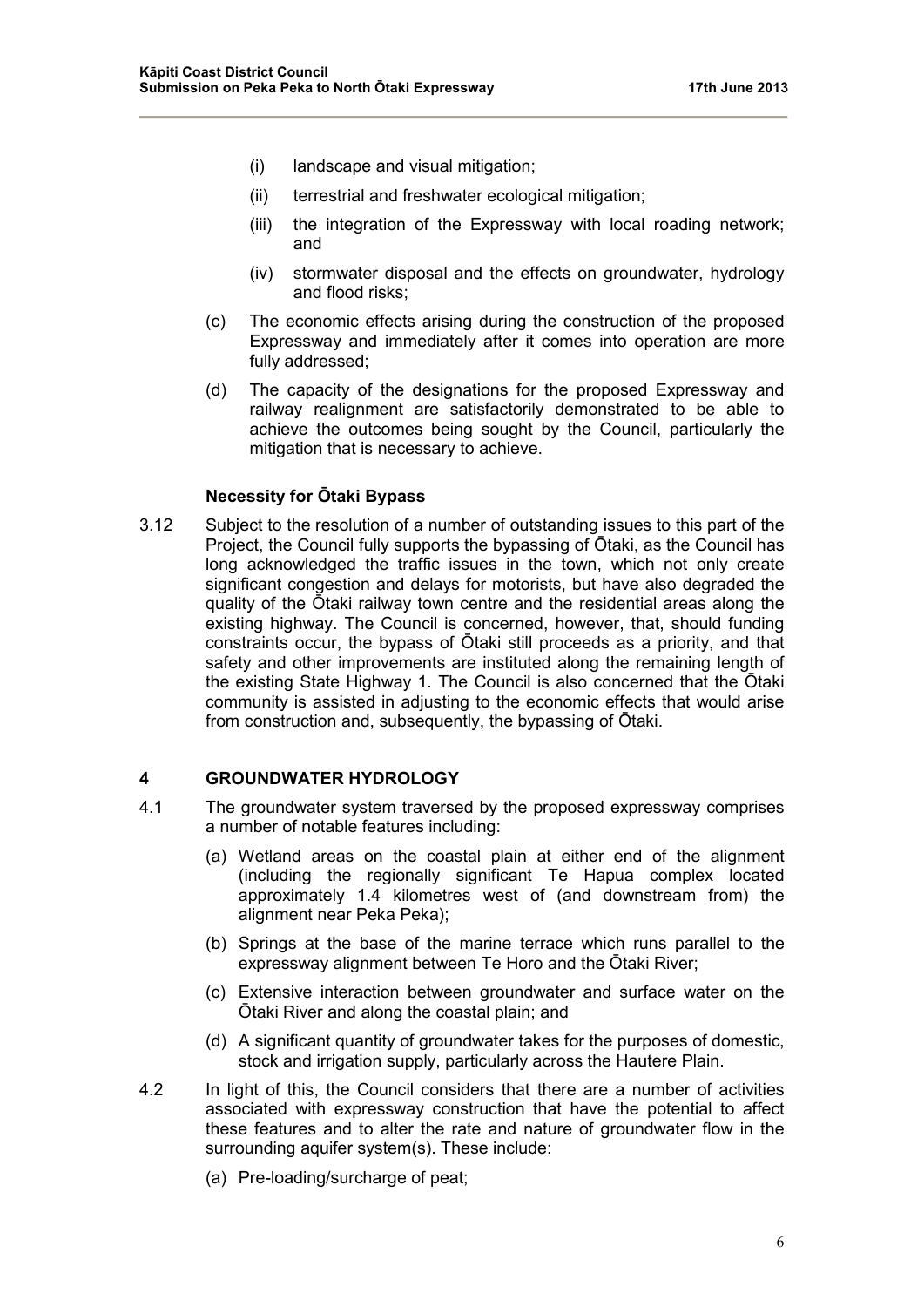(i) landscape and visual mitigation;

(ii) terrestrial and freshwater ecological mitigation;

(iii) the integration of the Expressway with local roading network; and

(iv) stormwater disposal and the effects on groundwater, hydrology and flood risks;

(c) The economic effects arising during the construction of the proposed Expressway and immediately after it comes into operation are more fully addressed;

(d) The capacity of the designations for the proposed Expressway and railway realignment are satisfactorily demonstrated to be able to achieve the outcomes being sought by the Council, particularly the mitigation that is necessary to achieve.

**Necessity for Ōtaki Bypass**

3.12 Subject to the resolution of a number of outstanding issues to this part of the Project, the Council fully supports the bypassing of Ōtaki, as the Council has long acknowledged the traffic issues in the town, which not only create significant congestion and delays for motorists, but have also degraded the quality of the Ōtaki railway town centre and the residential areas along the existing highway. The Council is concerned, however, that, should funding constraints occur, the bypass of Ōtaki still proceeds as a priority, and that safety and other improvements are instituted along the remaining length of the existing State Highway 1. The Council is also concerned that the Ōtaki community is assisted in adjusting to the economic effects that would arise from construction and, subsequently, the bypassing of Ōtaki.

## 4 GROUNDWATER HYDROLOGY

4.1 The groundwater system traversed by the proposed expressway comprises a number of notable features including:

(a) Wetland areas on the coastal plain at either end of the alignment (including the regionally significant Te Hapua complex located approximately 1.4 kilometres west of (and downstream from) the alignment near Peka Peka);

(b) Springs at the base of the marine terrace which runs parallel to the expressway alignment between Te Horo and the Ōtaki River;

(c) Extensive interaction between groundwater and surface water on the Ōtaki River and along the coastal plain; and

(d) A significant quantity of groundwater takes for the purposes of domestic, stock and irrigation supply, particularly across the Hautere Plain.

4.2 In light of this, the Council considers that there are a number of activities associated with expressway construction that have the potential to affect these features and to alter the rate and nature of groundwater flow in the surrounding aquifer system(s). These include:

(a) Pre-loading/surcharge of peat;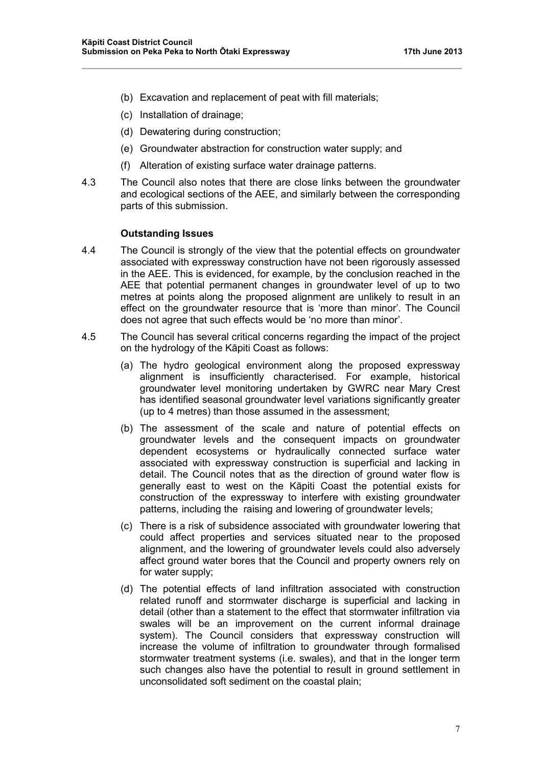(b) Excavation and replacement of peat with fill materials;

(c) Installation of drainage;

(d) Dewatering during construction;

(e) Groundwater abstraction for construction water supply; and

(f) Alteration of existing surface water drainage patterns.

4.3 The Council also notes that there are close links between the groundwater and ecological sections of the AEE, and similarly between the corresponding parts of this submission.

**Outstanding Issues**

4.4 The Council is strongly of the view that the potential effects on groundwater associated with expressway construction have not been rigorously assessed in the AEE. This is evidenced, for example, by the conclusion reached in the AEE that potential permanent changes in groundwater level of up to two metres at points along the proposed alignment are unlikely to result in an effect on the groundwater resource that is 'more than minor'. The Council does not agree that such effects would be 'no more than minor'.

4.5 The Council has several critical concerns regarding the impact of the project on the hydrology of the Kāpiti Coast as follows:

(a) The hydro geological environment along the proposed expressway alignment is insufficiently characterised. For example, historical groundwater level monitoring undertaken by GWRC near Mary Crest has identified seasonal groundwater level variations significantly greater (up to 4 metres) than those assumed in the assessment;

(b) The assessment of the scale and nature of potential effects on groundwater levels and the consequent impacts on groundwater dependent ecosystems or hydraulically connected surface water associated with expressway construction is superficial and lacking in detail. The Council notes that as the direction of ground water flow is generally east to west on the Kāpiti Coast the potential exists for construction of the expressway to interfere with existing groundwater patterns, including the raising and lowering of groundwater levels;

(c) There is a risk of subsidence associated with groundwater lowering that could affect properties and services situated near to the proposed alignment, and the lowering of groundwater levels could also adversely affect ground water bores that the Council and property owners rely on for water supply;

(d) The potential effects of land infiltration associated with construction related runoff and stormwater discharge is superficial and lacking in detail (other than a statement to the effect that stormwater infiltration via swales will be an improvement on the current informal drainage system). The Council considers that expressway construction will increase the volume of infiltration to groundwater through formalised stormwater treatment systems (i.e. swales), and that in the longer term such changes also have the potential to result in ground settlement in unconsolidated soft sediment on the coastal plain;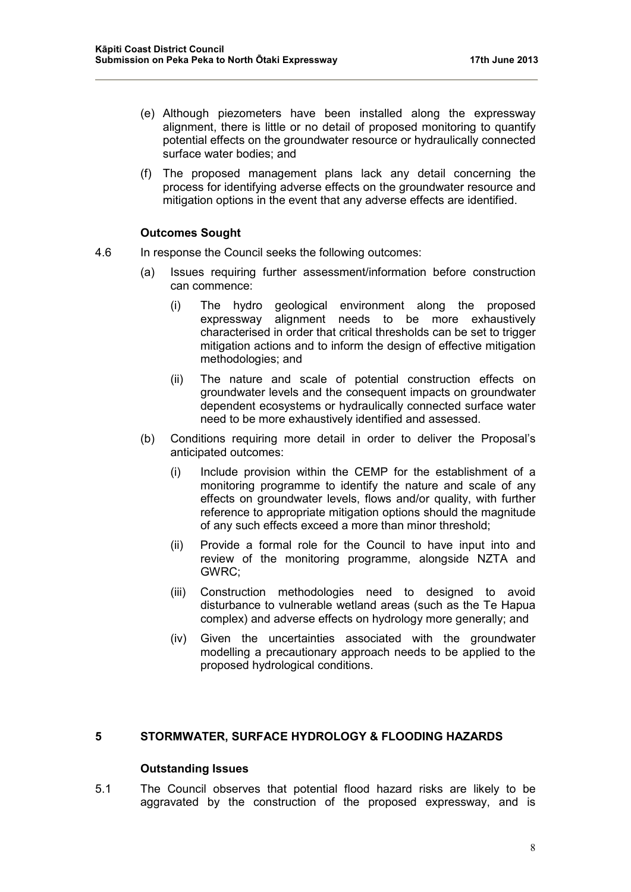(e) Although piezometers have been installed along the expressway alignment, there is little or no detail of proposed monitoring to quantify potential effects on the groundwater resource or hydraulically connected surface water bodies; and

(f) The proposed management plans lack any detail concerning the process for identifying adverse effects on the groundwater resource and mitigation options in the event that any adverse effects are identified.

**Outcomes Sought**

4.6 In response the Council seeks the following outcomes:

(a) Issues requiring further assessment/information before construction can commence:

(i) The hydro geological environment along the proposed expressway alignment needs to be more exhaustively characterised in order that critical thresholds can be set to trigger mitigation actions and to inform the design of effective mitigation methodologies; and

(ii) The nature and scale of potential construction effects on groundwater levels and the consequent impacts on groundwater dependent ecosystems or hydraulically connected surface water need to be more exhaustively identified and assessed.

(b) Conditions requiring more detail in order to deliver the Proposal's anticipated outcomes:

(i) Include provision within the CEMP for the establishment of a monitoring programme to identify the nature and scale of any effects on groundwater levels, flows and/or quality, with further reference to appropriate mitigation options should the magnitude of any such effects exceed a more than minor threshold;

(ii) Provide a formal role for the Council to have input into and review of the monitoring programme, alongside NZTA and GWRC;

(iii) Construction methodologies need to designed to avoid disturbance to vulnerable wetland areas (such as the Te Hapua complex) and adverse effects on hydrology more generally; and

(iv) Given the uncertainties associated with the groundwater modelling a precautionary approach needs to be applied to the proposed hydrological conditions.

## 5 STORMWATER, SURFACE HYDROLOGY & FLOODING HAZARDS

**Outstanding Issues**

5.1 The Council observes that potential flood hazard risks are likely to be aggravated by the construction of the proposed expressway, and is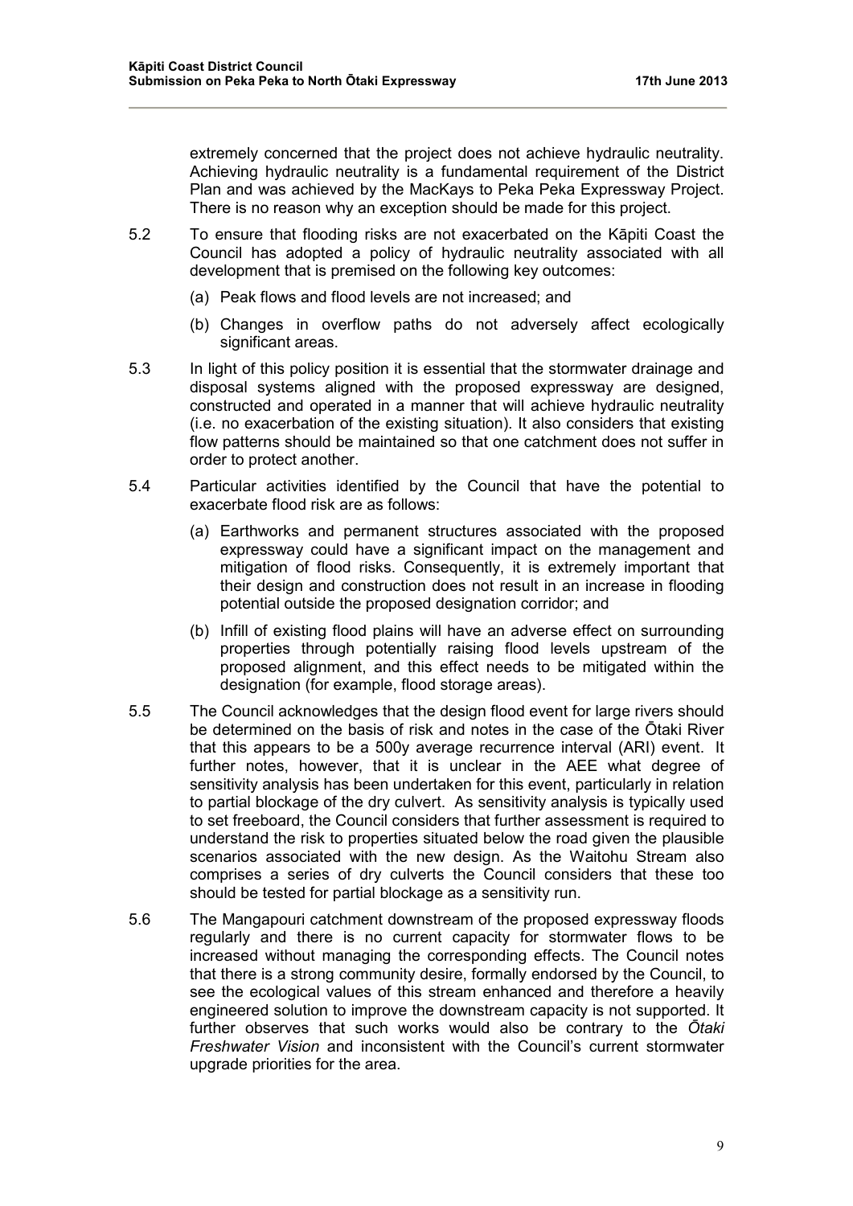extremely concerned that the project does not achieve hydraulic neutrality. Achieving hydraulic neutrality is a fundamental requirement of the District Plan and was achieved by the MacKays to Peka Peka Expressway Project. There is no reason why an exception should be made for this project.

5.2 To ensure that flooding risks are not exacerbated on the Kāpiti Coast the Council has adopted a policy of hydraulic neutrality associated with all development that is premised on the following key outcomes:

(a) Peak flows and flood levels are not increased; and

(b) Changes in overflow paths do not adversely affect ecologically significant areas.

5.3 In light of this policy position it is essential that the stormwater drainage and disposal systems aligned with the proposed expressway are designed, constructed and operated in a manner that will achieve hydraulic neutrality (i.e. no exacerbation of the existing situation). It also considers that existing flow patterns should be maintained so that one catchment does not suffer in order to protect another.

5.4 Particular activities identified by the Council that have the potential to exacerbate flood risk are as follows:

(a) Earthworks and permanent structures associated with the proposed expressway could have a significant impact on the management and mitigation of flood risks. Consequently, it is extremely important that their design and construction does not result in an increase in flooding potential outside the proposed designation corridor; and

(b) Infill of existing flood plains will have an adverse effect on surrounding properties through potentially raising flood levels upstream of the proposed alignment, and this effect needs to be mitigated within the designation (for example, flood storage areas).

5.5 The Council acknowledges that the design flood event for large rivers should be determined on the basis of risk and notes in the case of the Ōtaki River that this appears to be a 500y average recurrence interval (ARI) event. It further notes, however, that it is unclear in the AEE what degree of sensitivity analysis has been undertaken for this event, particularly in relation to partial blockage of the dry culvert. As sensitivity analysis is typically used to set freeboard, the Council considers that further assessment is required to understand the risk to properties situated below the road given the plausible scenarios associated with the new design. As the Waitohu Stream also comprises a series of dry culverts the Council considers that these too should be tested for partial blockage as a sensitivity run.

5.6 The Mangapouri catchment downstream of the proposed expressway floods regularly and there is no current capacity for stormwater flows to be increased without managing the corresponding effects. The Council notes that there is a strong community desire, formally endorsed by the Council, to see the ecological values of this stream enhanced and therefore a heavily engineered solution to improve the downstream capacity is not supported. It further observes that such works would also be contrary to the *Ōtaki Freshwater Vision* and inconsistent with the Council's current stormwater upgrade priorities for the area.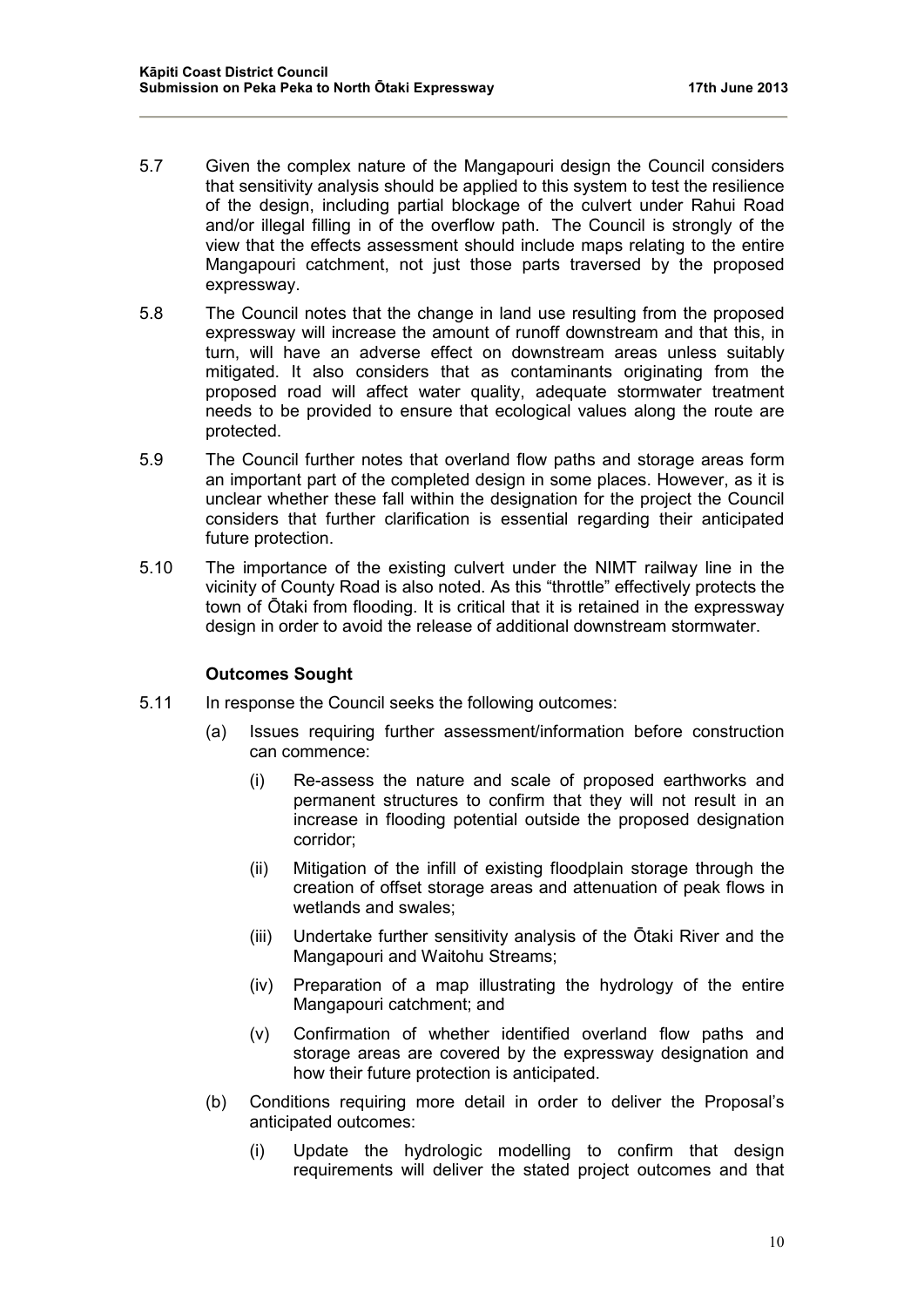5.7 Given the complex nature of the Mangapouri design the Council considers that sensitivity analysis should be applied to this system to test the resilience of the design, including partial blockage of the culvert under Rahui Road and/or illegal filling in of the overflow path. The Council is strongly of the view that the effects assessment should include maps relating to the entire Mangapouri catchment, not just those parts traversed by the proposed expressway.

5.8 The Council notes that the change in land use resulting from the proposed expressway will increase the amount of runoff downstream and that this, in turn, will have an adverse effect on downstream areas unless suitably mitigated. It also considers that as contaminants originating from the proposed road will affect water quality, adequate stormwater treatment needs to be provided to ensure that ecological values along the route are protected.

5.9 The Council further notes that overland flow paths and storage areas form an important part of the completed design in some places. However, as it is unclear whether these fall within the designation for the project the Council considers that further clarification is essential regarding their anticipated future protection.

5.10 The importance of the existing culvert under the NIMT railway line in the vicinity of County Road is also noted. As this "throttle" effectively protects the town of Ōtaki from flooding. It is critical that it is retained in the expressway design in order to avoid the release of additional downstream stormwater.

**Outcomes Sought**

5.11 In response the Council seeks the following outcomes:

(a) Issues requiring further assessment/information before construction can commence:

(i) Re-assess the nature and scale of proposed earthworks and permanent structures to confirm that they will not result in an increase in flooding potential outside the proposed designation corridor;

(ii) Mitigation of the infill of existing floodplain storage through the creation of offset storage areas and attenuation of peak flows in wetlands and swales;

(iii) Undertake further sensitivity analysis of the Ōtaki River and the Mangapouri and Waitohu Streams;

(iv) Preparation of a map illustrating the hydrology of the entire Mangapouri catchment; and

(v) Confirmation of whether identified overland flow paths and storage areas are covered by the expressway designation and how their future protection is anticipated.

(b) Conditions requiring more detail in order to deliver the Proposal's anticipated outcomes:

(i) Update the hydrologic modelling to confirm that design requirements will deliver the stated project outcomes and that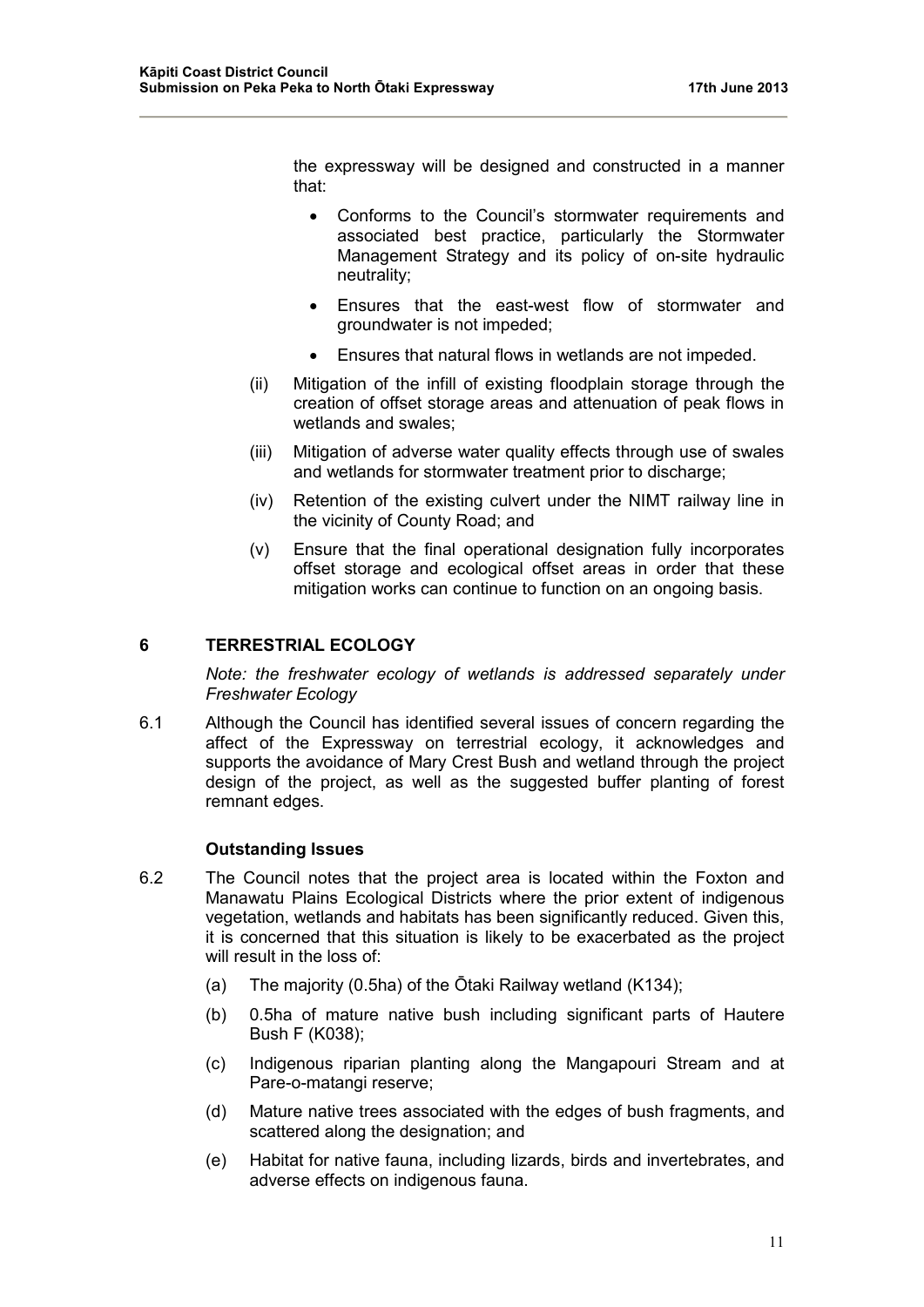the expressway will be designed and constructed in a manner that:

- Conforms to the Council's stormwater requirements and associated best practice, particularly the Stormwater Management Strategy and its policy of on-site hydraulic neutrality;
- Ensures that the east-west flow of stormwater and groundwater is not impeded;
- Ensures that natural flows in wetlands are not impeded.

(ii) Mitigation of the infill of existing floodplain storage through the creation of offset storage areas and attenuation of peak flows in wetlands and swales;

(iii) Mitigation of adverse water quality effects through use of swales and wetlands for stormwater treatment prior to discharge;

(iv) Retention of the existing culvert under the NIMT railway line in the vicinity of County Road; and

(v) Ensure that the final operational designation fully incorporates offset storage and ecological offset areas in order that these mitigation works can continue to function on an ongoing basis.

## 6 TERRESTRIAL ECOLOGY

*Note: the freshwater ecology of wetlands is addressed separately under Freshwater Ecology*

6.1 Although the Council has identified several issues of concern regarding the affect of the Expressway on terrestrial ecology, it acknowledges and supports the avoidance of Mary Crest Bush and wetland through the project design of the project, as well as the suggested buffer planting of forest remnant edges.

### Outstanding Issues

6.2 The Council notes that the project area is located within the Foxton and Manawatu Plains Ecological Districts where the prior extent of indigenous vegetation, wetlands and habitats has been significantly reduced. Given this, it is concerned that this situation is likely to be exacerbated as the project will result in the loss of:

(a) The majority (0.5ha) of the Ōtaki Railway wetland (K134);

(b) 0.5ha of mature native bush including significant parts of Hautere Bush F (K038);

(c) Indigenous riparian planting along the Mangapouri Stream and at Pare-o-matangi reserve;

(d) Mature native trees associated with the edges of bush fragments, and scattered along the designation; and

(e) Habitat for native fauna, including lizards, birds and invertebrates, and adverse effects on indigenous fauna.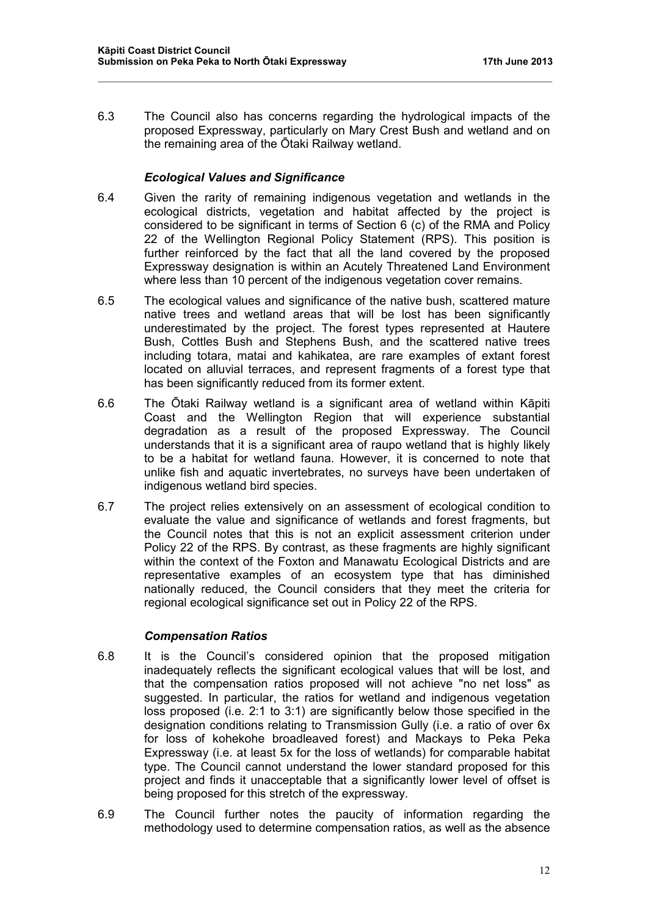6.3 The Council also has concerns regarding the hydrological impacts of the proposed Expressway, particularly on Mary Crest Bush and wetland and on the remaining area of the Ōtaki Railway wetland.

### *Ecological Values and Significance*

6.4 Given the rarity of remaining indigenous vegetation and wetlands in the ecological districts, vegetation and habitat affected by the project is considered to be significant in terms of Section 6 (c) of the RMA and Policy 22 of the Wellington Regional Policy Statement (RPS). This position is further reinforced by the fact that all the land covered by the proposed Expressway designation is within an Acutely Threatened Land Environment where less than 10 percent of the indigenous vegetation cover remains.

6.5 The ecological values and significance of the native bush, scattered mature native trees and wetland areas that will be lost has been significantly underestimated by the project. The forest types represented at Hautere Bush, Cottles Bush and Stephens Bush, and the scattered native trees including totara, matai and kahikatea, are rare examples of extant forest located on alluvial terraces, and represent fragments of a forest type that has been significantly reduced from its former extent.

6.6 The Ōtaki Railway wetland is a significant area of wetland within Kāpiti Coast and the Wellington Region that will experience substantial degradation as a result of the proposed Expressway. The Council understands that it is a significant area of raupo wetland that is highly likely to be a habitat for wetland fauna. However, it is concerned to note that unlike fish and aquatic invertebrates, no surveys have been undertaken of indigenous wetland bird species.

6.7 The project relies extensively on an assessment of ecological condition to evaluate the value and significance of wetlands and forest fragments, but the Council notes that this is not an explicit assessment criterion under Policy 22 of the RPS. By contrast, as these fragments are highly significant within the context of the Foxton and Manawatu Ecological Districts and are representative examples of an ecosystem type that has diminished nationally reduced, the Council considers that they meet the criteria for regional ecological significance set out in Policy 22 of the RPS.

### *Compensation Ratios*

6.8 It is the Council's considered opinion that the proposed mitigation inadequately reflects the significant ecological values that will be lost, and that the compensation ratios proposed will not achieve "no net loss" as suggested. In particular, the ratios for wetland and indigenous vegetation loss proposed (i.e. 2:1 to 3:1) are significantly below those specified in the designation conditions relating to Transmission Gully (i.e. a ratio of over 6x for loss of kohekohe broadleaved forest) and Mackays to Peka Peka Expressway (i.e. at least 5x for the loss of wetlands) for comparable habitat type. The Council cannot understand the lower standard proposed for this project and finds it unacceptable that a significantly lower level of offset is being proposed for this stretch of the expressway.

6.9 The Council further notes the paucity of information regarding the methodology used to determine compensation ratios, as well as the absence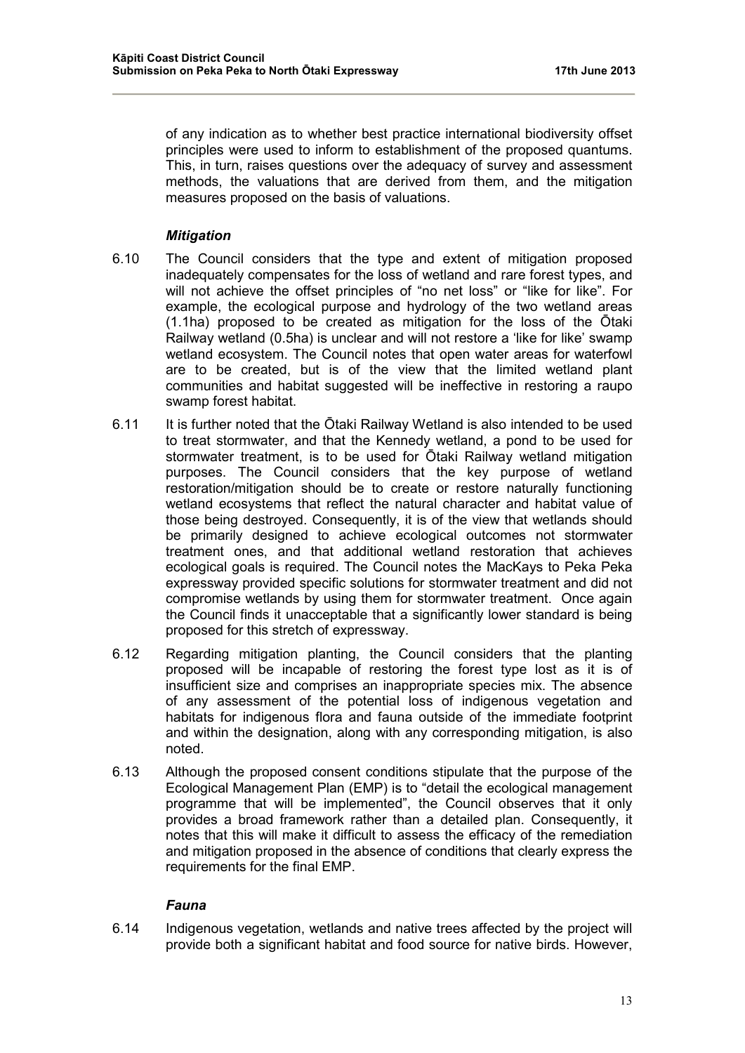of any indication as to whether best practice international biodiversity offset principles were used to inform to establishment of the proposed quantums. This, in turn, raises questions over the adequacy of survey and assessment methods, the valuations that are derived from them, and the mitigation measures proposed on the basis of valuations.

### *Mitigation*

6.10 The Council considers that the type and extent of mitigation proposed inadequately compensates for the loss of wetland and rare forest types, and will not achieve the offset principles of "no net loss" or "like for like". For example, the ecological purpose and hydrology of the two wetland areas (1.1ha) proposed to be created as mitigation for the loss of the Ōtaki Railway wetland (0.5ha) is unclear and will not restore a 'like for like' swamp wetland ecosystem. The Council notes that open water areas for waterfowl are to be created, but is of the view that the limited wetland plant communities and habitat suggested will be ineffective in restoring a raupo swamp forest habitat.

6.11 It is further noted that the Ōtaki Railway Wetland is also intended to be used to treat stormwater, and that the Kennedy wetland, a pond to be used for stormwater treatment, is to be used for Ōtaki Railway wetland mitigation purposes. The Council considers that the key purpose of wetland restoration/mitigation should be to create or restore naturally functioning wetland ecosystems that reflect the natural character and habitat value of those being destroyed. Consequently, it is of the view that wetlands should be primarily designed to achieve ecological outcomes not stormwater treatment ones, and that additional wetland restoration that achieves ecological goals is required. The Council notes the MacKays to Peka Peka expressway provided specific solutions for stormwater treatment and did not compromise wetlands by using them for stormwater treatment. Once again the Council finds it unacceptable that a significantly lower standard is being proposed for this stretch of expressway.

6.12 Regarding mitigation planting, the Council considers that the planting proposed will be incapable of restoring the forest type lost as it is of insufficient size and comprises an inappropriate species mix. The absence of any assessment of the potential loss of indigenous vegetation and habitats for indigenous flora and fauna outside of the immediate footprint and within the designation, along with any corresponding mitigation, is also noted.

6.13 Although the proposed consent conditions stipulate that the purpose of the Ecological Management Plan (EMP) is to "detail the ecological management programme that will be implemented", the Council observes that it only provides a broad framework rather than a detailed plan. Consequently, it notes that this will make it difficult to assess the efficacy of the remediation and mitigation proposed in the absence of conditions that clearly express the requirements for the final EMP.

### *Fauna*

6.14 Indigenous vegetation, wetlands and native trees affected by the project will provide both a significant habitat and food source for native birds. However,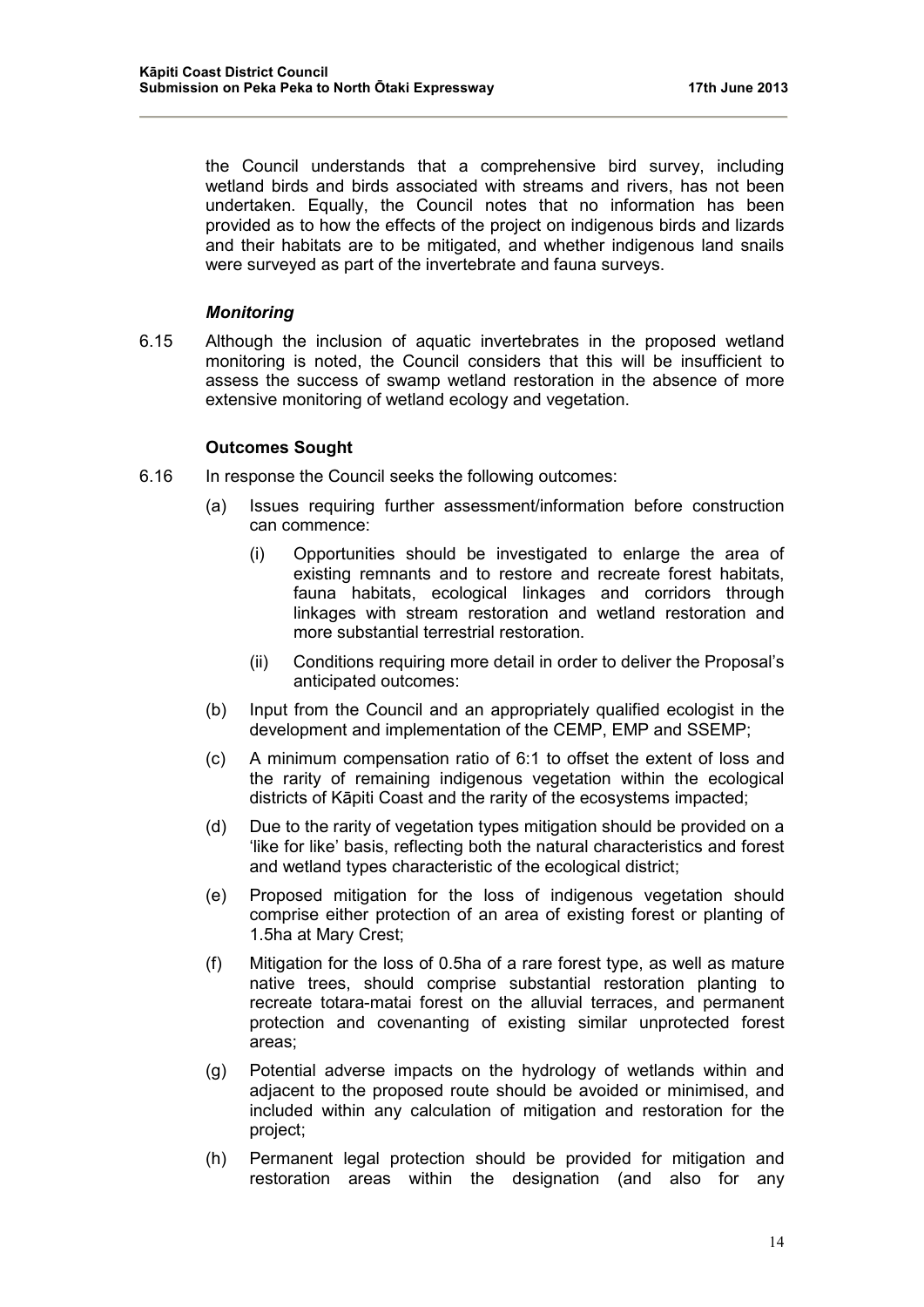the Council understands that a comprehensive bird survey, including wetland birds and birds associated with streams and rivers, has not been undertaken. Equally, the Council notes that no information has been provided as to how the effects of the project on indigenous birds and lizards and their habitats are to be mitigated, and whether indigenous land snails were surveyed as part of the invertebrate and fauna surveys.

### *Monitoring*

6.15 Although the inclusion of aquatic invertebrates in the proposed wetland monitoring is noted, the Council considers that this will be insufficient to assess the success of swamp wetland restoration in the absence of more extensive monitoring of wetland ecology and vegetation.

### Outcomes Sought

6.16 In response the Council seeks the following outcomes:

(a) Issues requiring further assessment/information before construction can commence:

(i) Opportunities should be investigated to enlarge the area of existing remnants and to restore and recreate forest habitats, fauna habitats, ecological linkages and corridors through linkages with stream restoration and wetland restoration and more substantial terrestrial restoration.

(ii) Conditions requiring more detail in order to deliver the Proposal's anticipated outcomes:

(b) Input from the Council and an appropriately qualified ecologist in the development and implementation of the CEMP, EMP and SSEMP;

(c) A minimum compensation ratio of 6:1 to offset the extent of loss and the rarity of remaining indigenous vegetation within the ecological districts of Kāpiti Coast and the rarity of the ecosystems impacted;

(d) Due to the rarity of vegetation types mitigation should be provided on a 'like for like' basis, reflecting both the natural characteristics and forest and wetland types characteristic of the ecological district;

(e) Proposed mitigation for the loss of indigenous vegetation should comprise either protection of an area of existing forest or planting of 1.5ha at Mary Crest;

(f) Mitigation for the loss of 0.5ha of a rare forest type, as well as mature native trees, should comprise substantial restoration planting to recreate totara-matai forest on the alluvial terraces, and permanent protection and covenanting of existing similar unprotected forest areas;

(g) Potential adverse impacts on the hydrology of wetlands within and adjacent to the proposed route should be avoided or minimised, and included within any calculation of mitigation and restoration for the project;

(h) Permanent legal protection should be provided for mitigation and restoration areas within the designation (and also for any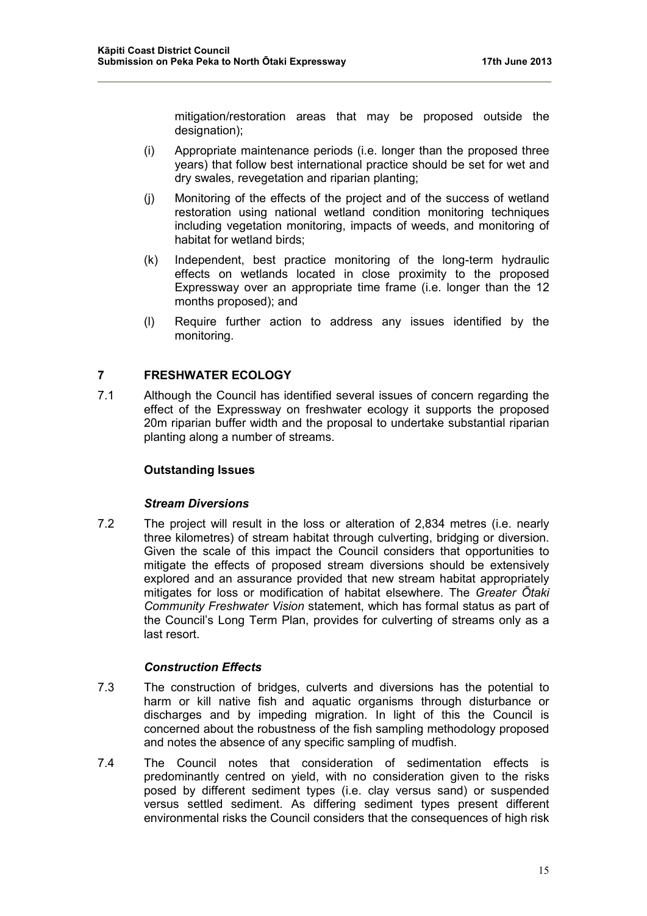mitigation/restoration areas that may be proposed outside the designation);

(i) Appropriate maintenance periods (i.e. longer than the proposed three years) that follow best international practice should be set for wet and dry swales, revegetation and riparian planting;

(j) Monitoring of the effects of the project and of the success of wetland restoration using national wetland condition monitoring techniques including vegetation monitoring, impacts of weeds, and monitoring of habitat for wetland birds;

(k) Independent, best practice monitoring of the long-term hydraulic effects on wetlands located in close proximity to the proposed Expressway over an appropriate time frame (i.e. longer than the 12 months proposed); and

(l) Require further action to address any issues identified by the monitoring.

## 7 FRESHWATER ECOLOGY

7.1 Although the Council has identified several issues of concern regarding the effect of the Expressway on freshwater ecology it supports the proposed 20m riparian buffer width and the proposal to undertake substantial riparian planting along a number of streams.

### Outstanding Issues

#### *Stream Diversions*

7.2 The project will result in the loss or alteration of 2,834 metres (i.e. nearly three kilometres) of stream habitat through culverting, bridging or diversion. Given the scale of this impact the Council considers that opportunities to mitigate the effects of proposed stream diversions should be extensively explored and an assurance provided that new stream habitat appropriately mitigates for loss or modification of habitat elsewhere. The *Greater Ōtaki Community Freshwater Vision* statement, which has formal status as part of the Council's Long Term Plan, provides for culverting of streams only as a last resort.

#### *Construction Effects*

7.3 The construction of bridges, culverts and diversions has the potential to harm or kill native fish and aquatic organisms through disturbance or discharges and by impeding migration. In light of this the Council is concerned about the robustness of the fish sampling methodology proposed and notes the absence of any specific sampling of mudfish.

7.4 The Council notes that consideration of sedimentation effects is predominantly centred on yield, with no consideration given to the risks posed by different sediment types (i.e. clay versus sand) or suspended versus settled sediment. As differing sediment types present different environmental risks the Council considers that the consequences of high risk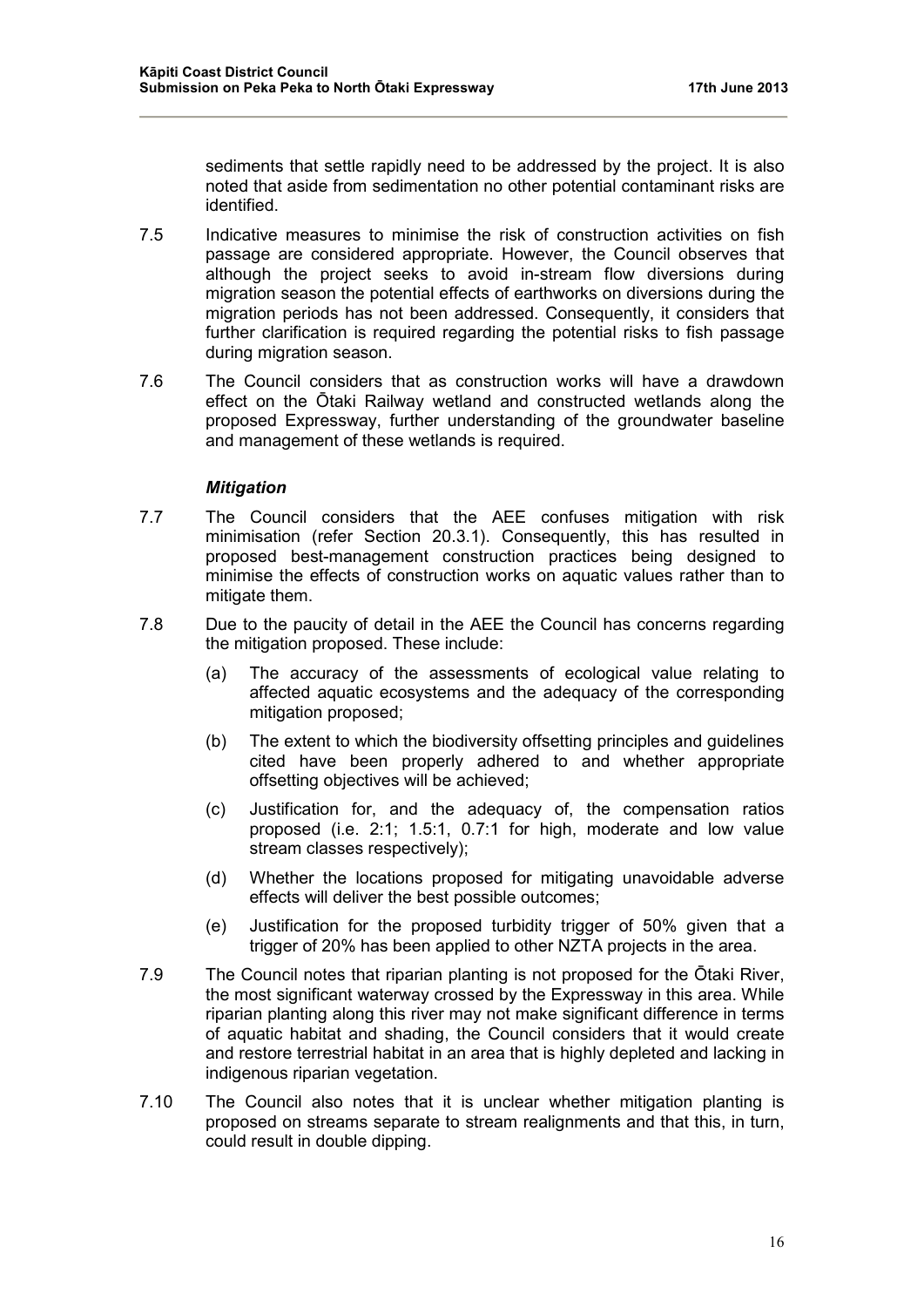sediments that settle rapidly need to be addressed by the project. It is also noted that aside from sedimentation no other potential contaminant risks are identified.

7.5 Indicative measures to minimise the risk of construction activities on fish passage are considered appropriate. However, the Council observes that although the project seeks to avoid in-stream flow diversions during migration season the potential effects of earthworks on diversions during the migration periods has not been addressed. Consequently, it considers that further clarification is required regarding the potential risks to fish passage during migration season.

7.6 The Council considers that as construction works will have a drawdown effect on the Ōtaki Railway wetland and constructed wetlands along the proposed Expressway, further understanding of the groundwater baseline and management of these wetlands is required.

***Mitigation***

7.7 The Council considers that the AEE confuses mitigation with risk minimisation (refer Section 20.3.1). Consequently, this has resulted in proposed best-management construction practices being designed to minimise the effects of construction works on aquatic values rather than to mitigate them.

7.8 Due to the paucity of detail in the AEE the Council has concerns regarding the mitigation proposed. These include:

(a) The accuracy of the assessments of ecological value relating to affected aquatic ecosystems and the adequacy of the corresponding mitigation proposed;

(b) The extent to which the biodiversity offsetting principles and guidelines cited have been properly adhered to and whether appropriate offsetting objectives will be achieved;

(c) Justification for, and the adequacy of, the compensation ratios proposed (i.e. 2:1; 1.5:1, 0.7:1 for high, moderate and low value stream classes respectively);

(d) Whether the locations proposed for mitigating unavoidable adverse effects will deliver the best possible outcomes;

(e) Justification for the proposed turbidity trigger of 50% given that a trigger of 20% has been applied to other NZTA projects in the area.

7.9 The Council notes that riparian planting is not proposed for the Ōtaki River, the most significant waterway crossed by the Expressway in this area. While riparian planting along this river may not make significant difference in terms of aquatic habitat and shading, the Council considers that it would create and restore terrestrial habitat in an area that is highly depleted and lacking in indigenous riparian vegetation.

7.10 The Council also notes that it is unclear whether mitigation planting is proposed on streams separate to stream realignments and that this, in turn, could result in double dipping.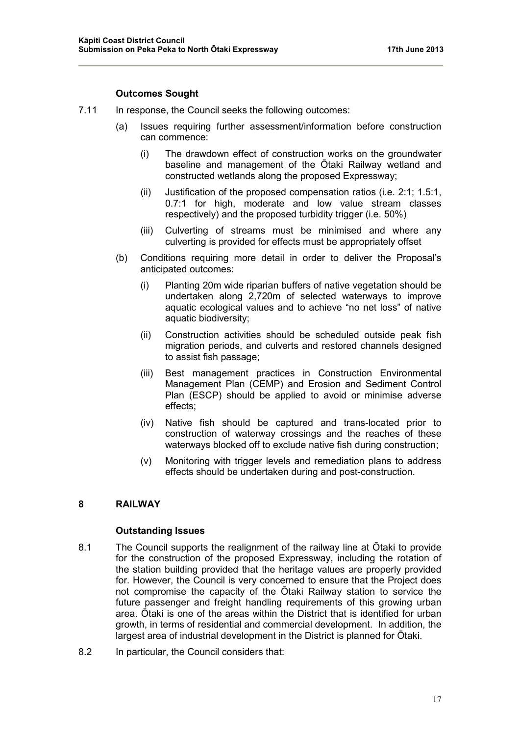### Outcomes Sought

7.11 In response, the Council seeks the following outcomes:

(a) Issues requiring further assessment/information before construction can commence:

(i) The drawdown effect of construction works on the groundwater baseline and management of the Ōtaki Railway wetland and constructed wetlands along the proposed Expressway;

(ii) Justification of the proposed compensation ratios (i.e. 2:1; 1.5:1, 0.7:1 for high, moderate and low value stream classes respectively) and the proposed turbidity trigger (i.e. 50%)

(iii) Culverting of streams must be minimised and where any culverting is provided for effects must be appropriately offset

(b) Conditions requiring more detail in order to deliver the Proposal's anticipated outcomes:

(i) Planting 20m wide riparian buffers of native vegetation should be undertaken along 2,720m of selected waterways to improve aquatic ecological values and to achieve "no net loss" of native aquatic biodiversity;

(ii) Construction activities should be scheduled outside peak fish migration periods, and culverts and restored channels designed to assist fish passage;

(iii) Best management practices in Construction Environmental Management Plan (CEMP) and Erosion and Sediment Control Plan (ESCP) should be applied to avoid or minimise adverse effects;

(iv) Native fish should be captured and trans-located prior to construction of waterway crossings and the reaches of these waterways blocked off to exclude native fish during construction;

(v) Monitoring with trigger levels and remediation plans to address effects should be undertaken during and post-construction.

## 8 RAILWAY

### Outstanding Issues

8.1 The Council supports the realignment of the railway line at Ōtaki to provide for the construction of the proposed Expressway, including the rotation of the station building provided that the heritage values are properly provided for. However, the Council is very concerned to ensure that the Project does not compromise the capacity of the Ōtaki Railway station to service the future passenger and freight handling requirements of this growing urban area. Ōtaki is one of the areas within the District that is identified for urban growth, in terms of residential and commercial development. In addition, the largest area of industrial development in the District is planned for Ōtaki.

8.2 In particular, the Council considers that: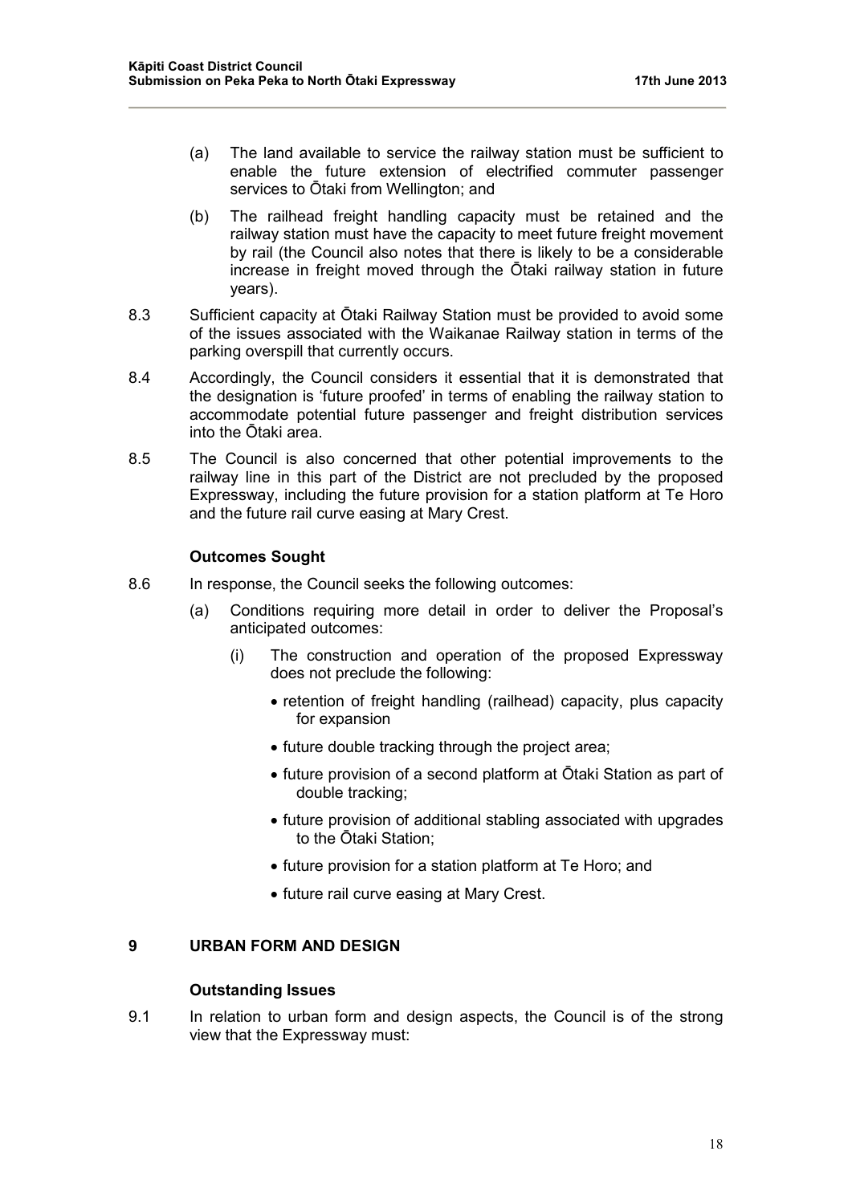(a) The land available to service the railway station must be sufficient to enable the future extension of electrified commuter passenger services to Ōtaki from Wellington; and

(b) The railhead freight handling capacity must be retained and the railway station must have the capacity to meet future freight movement by rail (the Council also notes that there is likely to be a considerable increase in freight moved through the Ōtaki railway station in future years).

8.3 Sufficient capacity at Ōtaki Railway Station must be provided to avoid some of the issues associated with the Waikanae Railway station in terms of the parking overspill that currently occurs.

8.4 Accordingly, the Council considers it essential that it is demonstrated that the designation is 'future proofed' in terms of enabling the railway station to accommodate potential future passenger and freight distribution services into the Ōtaki area.

8.5 The Council is also concerned that other potential improvements to the railway line in this part of the District are not precluded by the proposed Expressway, including the future provision for a station platform at Te Horo and the future rail curve easing at Mary Crest.

**Outcomes Sought**

8.6 In response, the Council seeks the following outcomes:

(a) Conditions requiring more detail in order to deliver the Proposal's anticipated outcomes:

(i) The construction and operation of the proposed Expressway does not preclude the following:

- retention of freight handling (railhead) capacity, plus capacity for expansion
- future double tracking through the project area;
- future provision of a second platform at Ōtaki Station as part of double tracking;
- future provision of additional stabling associated with upgrades to the Ōtaki Station;
- future provision for a station platform at Te Horo; and
- future rail curve easing at Mary Crest.

## 9 URBAN FORM AND DESIGN

**Outstanding Issues**

9.1 In relation to urban form and design aspects, the Council is of the strong view that the Expressway must: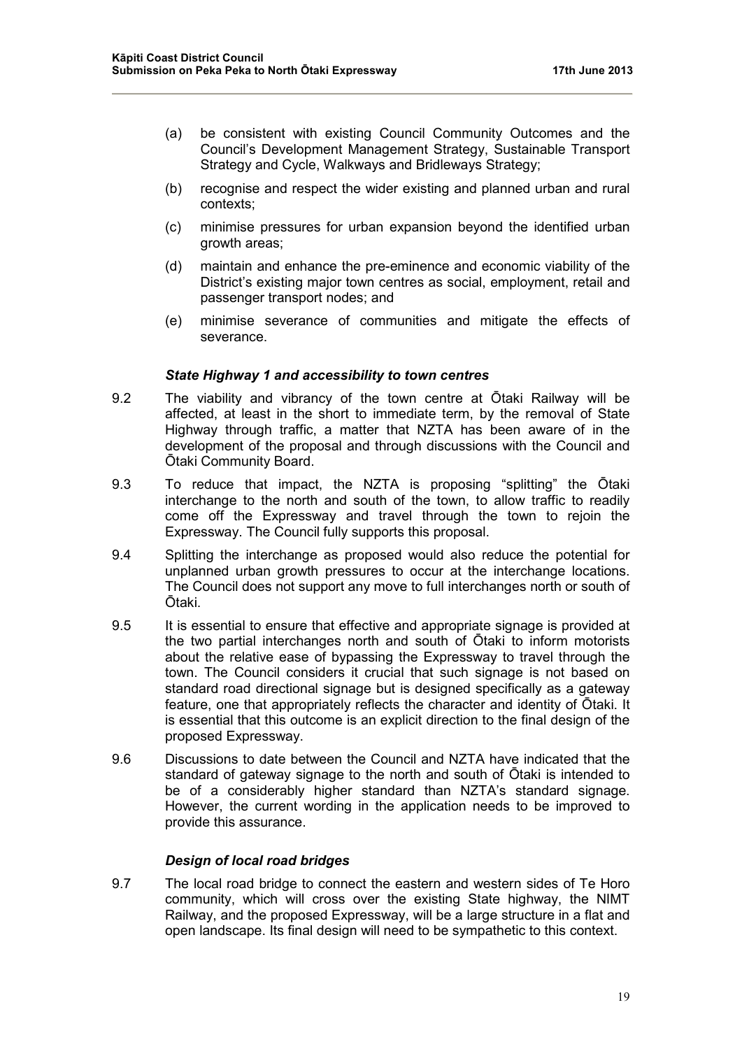(a) be consistent with existing Council Community Outcomes and the Council's Development Management Strategy, Sustainable Transport Strategy and Cycle, Walkways and Bridleways Strategy;

(b) recognise and respect the wider existing and planned urban and rural contexts;

(c) minimise pressures for urban expansion beyond the identified urban growth areas;

(d) maintain and enhance the pre-eminence and economic viability of the District's existing major town centres as social, employment, retail and passenger transport nodes; and

(e) minimise severance of communities and mitigate the effects of severance.

### *State Highway 1 and accessibility to town centres*

9.2 The viability and vibrancy of the town centre at Ōtaki Railway will be affected, at least in the short to immediate term, by the removal of State Highway through traffic, a matter that NZTA has been aware of in the development of the proposal and through discussions with the Council and Ōtaki Community Board.

9.3 To reduce that impact, the NZTA is proposing "splitting" the Ōtaki interchange to the north and south of the town, to allow traffic to readily come off the Expressway and travel through the town to rejoin the Expressway. The Council fully supports this proposal.

9.4 Splitting the interchange as proposed would also reduce the potential for unplanned urban growth pressures to occur at the interchange locations. The Council does not support any move to full interchanges north or south of Ōtaki.

9.5 It is essential to ensure that effective and appropriate signage is provided at the two partial interchanges north and south of Ōtaki to inform motorists about the relative ease of bypassing the Expressway to travel through the town. The Council considers it crucial that such signage is not based on standard road directional signage but is designed specifically as a gateway feature, one that appropriately reflects the character and identity of Ōtaki. It is essential that this outcome is an explicit direction to the final design of the proposed Expressway.

9.6 Discussions to date between the Council and NZTA have indicated that the standard of gateway signage to the north and south of Ōtaki is intended to be of a considerably higher standard than NZTA's standard signage. However, the current wording in the application needs to be improved to provide this assurance.

### *Design of local road bridges*

9.7 The local road bridge to connect the eastern and western sides of Te Horo community, which will cross over the existing State highway, the NIMT Railway, and the proposed Expressway, will be a large structure in a flat and open landscape. Its final design will need to be sympathetic to this context.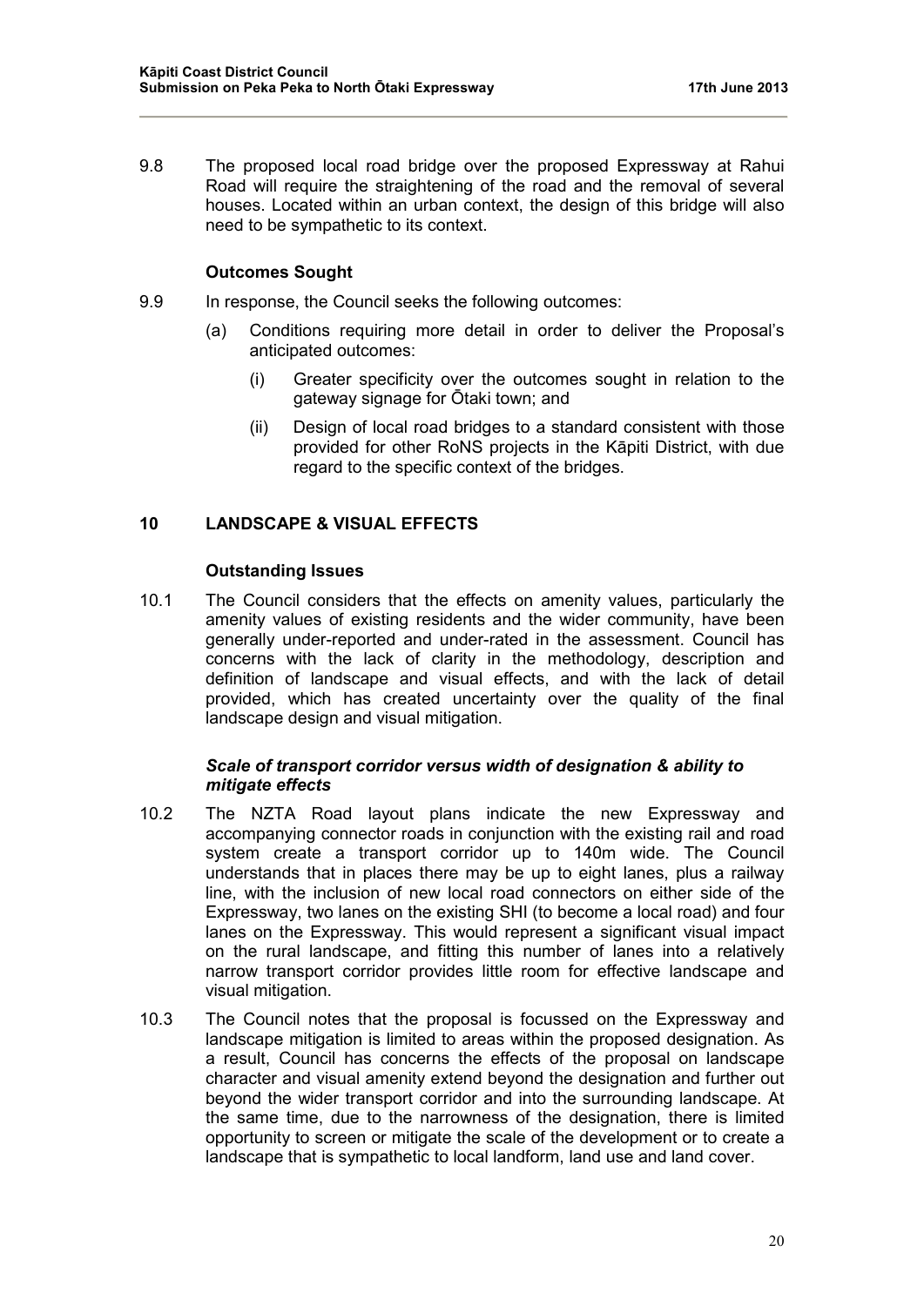9.8 The proposed local road bridge over the proposed Expressway at Rahui Road will require the straightening of the road and the removal of several houses. Located within an urban context, the design of this bridge will also need to be sympathetic to its context.

**Outcomes Sought**

9.9 In response, the Council seeks the following outcomes:

(a) Conditions requiring more detail in order to deliver the Proposal's anticipated outcomes:

(i) Greater specificity over the outcomes sought in relation to the gateway signage for Ōtaki town; and

(ii) Design of local road bridges to a standard consistent with those provided for other RoNS projects in the Kāpiti District, with due regard to the specific context of the bridges.

## 10 LANDSCAPE & VISUAL EFFECTS

**Outstanding Issues**

10.1 The Council considers that the effects on amenity values, particularly the amenity values of existing residents and the wider community, have been generally under-reported and under-rated in the assessment. Council has concerns with the lack of clarity in the methodology, description and definition of landscape and visual effects, and with the lack of detail provided, which has created uncertainty over the quality of the final landscape design and visual mitigation.

***Scale of transport corridor versus width of designation & ability to mitigate effects***

10.2 The NZTA Road layout plans indicate the new Expressway and accompanying connector roads in conjunction with the existing rail and road system create a transport corridor up to 140m wide. The Council understands that in places there may be up to eight lanes, plus a railway line, with the inclusion of new local road connectors on either side of the Expressway, two lanes on the existing SHI (to become a local road) and four lanes on the Expressway. This would represent a significant visual impact on the rural landscape, and fitting this number of lanes into a relatively narrow transport corridor provides little room for effective landscape and visual mitigation.

10.3 The Council notes that the proposal is focussed on the Expressway and landscape mitigation is limited to areas within the proposed designation. As a result, Council has concerns the effects of the proposal on landscape character and visual amenity extend beyond the designation and further out beyond the wider transport corridor and into the surrounding landscape. At the same time, due to the narrowness of the designation, there is limited opportunity to screen or mitigate the scale of the development or to create a landscape that is sympathetic to local landform, land use and land cover.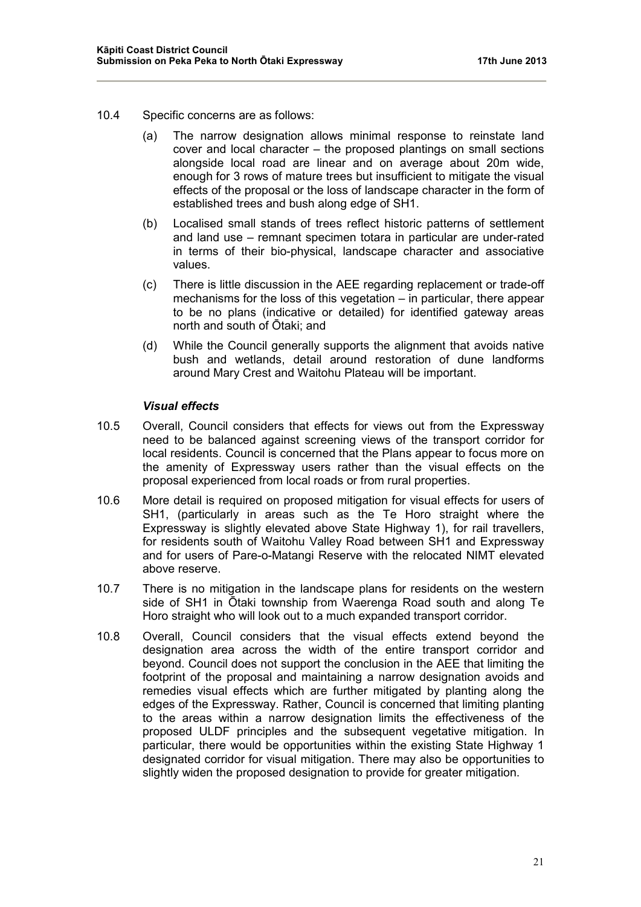10.4 Specific concerns are as follows:

(a) The narrow designation allows minimal response to reinstate land cover and local character – the proposed plantings on small sections alongside local road are linear and on average about 20m wide, enough for 3 rows of mature trees but insufficient to mitigate the visual effects of the proposal or the loss of landscape character in the form of established trees and bush along edge of SH1.

(b) Localised small stands of trees reflect historic patterns of settlement and land use – remnant specimen totara in particular are under-rated in terms of their bio-physical, landscape character and associative values.

(c) There is little discussion in the AEE regarding replacement or trade-off mechanisms for the loss of this vegetation – in particular, there appear to be no plans (indicative or detailed) for identified gateway areas north and south of Ōtaki; and

(d) While the Council generally supports the alignment that avoids native bush and wetlands, detail around restoration of dune landforms around Mary Crest and Waitohu Plateau will be important.

### *Visual effects*

10.5 Overall, Council considers that effects for views out from the Expressway need to be balanced against screening views of the transport corridor for local residents. Council is concerned that the Plans appear to focus more on the amenity of Expressway users rather than the visual effects on the proposal experienced from local roads or from rural properties.

10.6 More detail is required on proposed mitigation for visual effects for users of SH1, (particularly in areas such as the Te Horo straight where the Expressway is slightly elevated above State Highway 1), for rail travellers, for residents south of Waitohu Valley Road between SH1 and Expressway and for users of Pare-o-Matangi Reserve with the relocated NIMT elevated above reserve.

10.7 There is no mitigation in the landscape plans for residents on the western side of SH1 in Ōtaki township from Waerenga Road south and along Te Horo straight who will look out to a much expanded transport corridor.

10.8 Overall, Council considers that the visual effects extend beyond the designation area across the width of the entire transport corridor and beyond. Council does not support the conclusion in the AEE that limiting the footprint of the proposal and maintaining a narrow designation avoids and remedies visual effects which are further mitigated by planting along the edges of the Expressway. Rather, Council is concerned that limiting planting to the areas within a narrow designation limits the effectiveness of the proposed ULDF principles and the subsequent vegetative mitigation. In particular, there would be opportunities within the existing State Highway 1 designated corridor for visual mitigation. There may also be opportunities to slightly widen the proposed designation to provide for greater mitigation.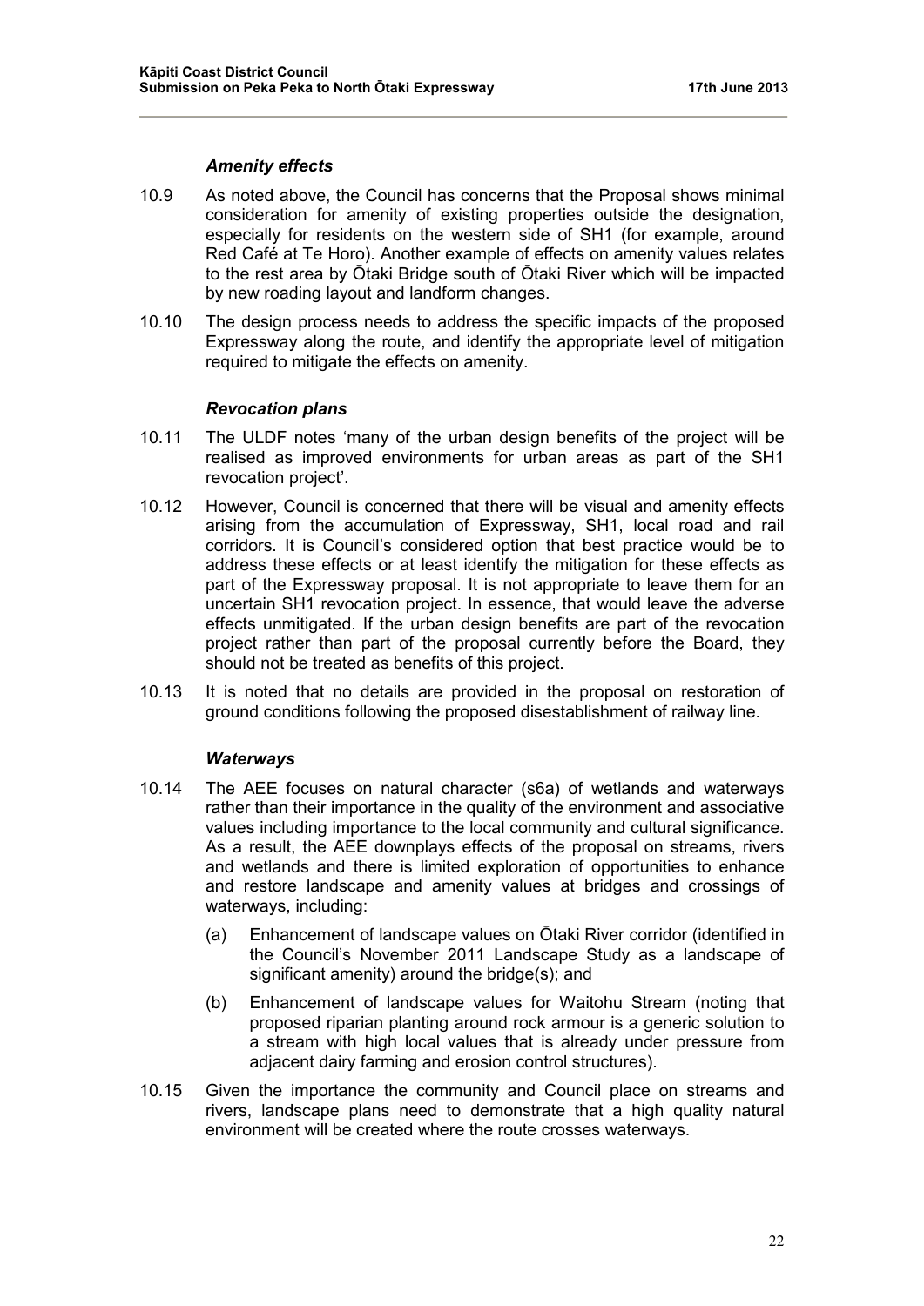### *Amenity effects*

10.9 As noted above, the Council has concerns that the Proposal shows minimal consideration for amenity of existing properties outside the designation, especially for residents on the western side of SH1 (for example, around Red Café at Te Horo). Another example of effects on amenity values relates to the rest area by Ōtaki Bridge south of Ōtaki River which will be impacted by new roading layout and landform changes.

10.10 The design process needs to address the specific impacts of the proposed Expressway along the route, and identify the appropriate level of mitigation required to mitigate the effects on amenity.

### *Revocation plans*

10.11 The ULDF notes 'many of the urban design benefits of the project will be realised as improved environments for urban areas as part of the SH1 revocation project'.

10.12 However, Council is concerned that there will be visual and amenity effects arising from the accumulation of Expressway, SH1, local road and rail corridors. It is Council's considered option that best practice would be to address these effects or at least identify the mitigation for these effects as part of the Expressway proposal. It is not appropriate to leave them for an uncertain SH1 revocation project. In essence, that would leave the adverse effects unmitigated. If the urban design benefits are part of the revocation project rather than part of the proposal currently before the Board, they should not be treated as benefits of this project.

10.13 It is noted that no details are provided in the proposal on restoration of ground conditions following the proposed disestablishment of railway line.

### *Waterways*

10.14 The AEE focuses on natural character (s6a) of wetlands and waterways rather than their importance in the quality of the environment and associative values including importance to the local community and cultural significance. As a result, the AEE downplays effects of the proposal on streams, rivers and wetlands and there is limited exploration of opportunities to enhance and restore landscape and amenity values at bridges and crossings of waterways, including:

(a) Enhancement of landscape values on Ōtaki River corridor (identified in the Council's November 2011 Landscape Study as a landscape of significant amenity) around the bridge(s); and

(b) Enhancement of landscape values for Waitohu Stream (noting that proposed riparian planting around rock armour is a generic solution to a stream with high local values that is already under pressure from adjacent dairy farming and erosion control structures).

10.15 Given the importance the community and Council place on streams and rivers, landscape plans need to demonstrate that a high quality natural environment will be created where the route crosses waterways.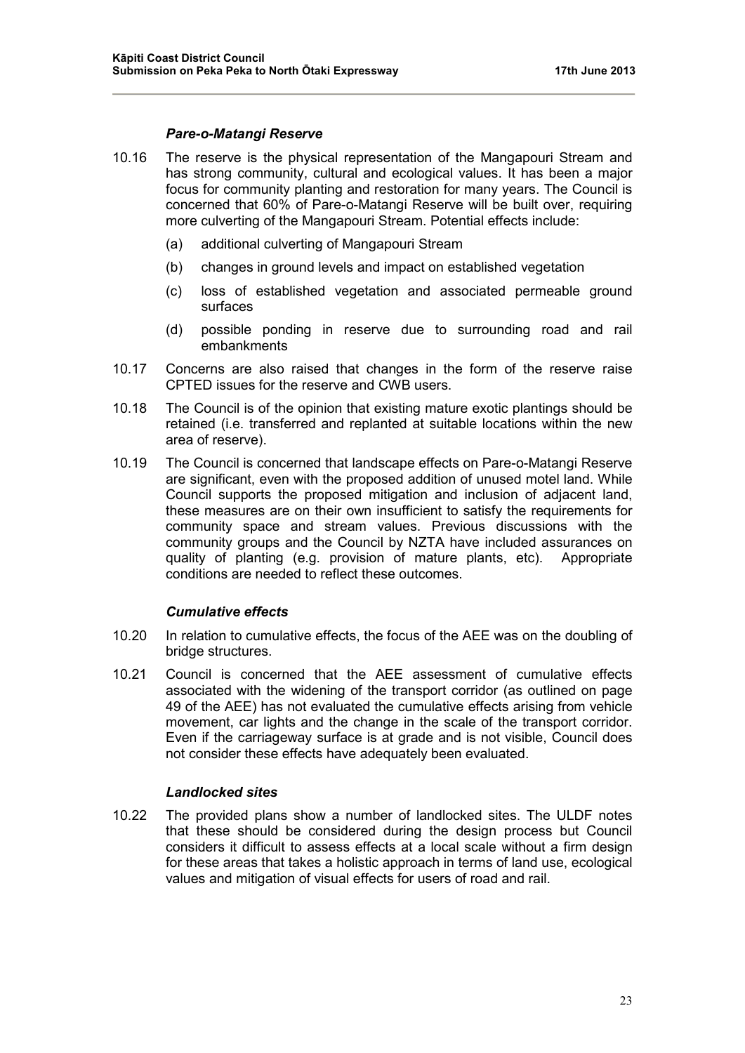### *Pare-o-Matangi Reserve*

10.16 The reserve is the physical representation of the Mangapouri Stream and has strong community, cultural and ecological values. It has been a major focus for community planting and restoration for many years. The Council is concerned that 60% of Pare-o-Matangi Reserve will be built over, requiring more culverting of the Mangapouri Stream. Potential effects include:

- (a) additional culverting of Mangapouri Stream
- (b) changes in ground levels and impact on established vegetation
- (c) loss of established vegetation and associated permeable ground surfaces
- (d) possible ponding in reserve due to surrounding road and rail embankments

10.17 Concerns are also raised that changes in the form of the reserve raise CPTED issues for the reserve and CWB users.

10.18 The Council is of the opinion that existing mature exotic plantings should be retained (i.e. transferred and replanted at suitable locations within the new area of reserve).

10.19 The Council is concerned that landscape effects on Pare-o-Matangi Reserve are significant, even with the proposed addition of unused motel land. While Council supports the proposed mitigation and inclusion of adjacent land, these measures are on their own insufficient to satisfy the requirements for community space and stream values. Previous discussions with the community groups and the Council by NZTA have included assurances on quality of planting (e.g. provision of mature plants, etc). Appropriate conditions are needed to reflect these outcomes.

### *Cumulative effects*

10.20 In relation to cumulative effects, the focus of the AEE was on the doubling of bridge structures.

10.21 Council is concerned that the AEE assessment of cumulative effects associated with the widening of the transport corridor (as outlined on page 49 of the AEE) has not evaluated the cumulative effects arising from vehicle movement, car lights and the change in the scale of the transport corridor. Even if the carriageway surface is at grade and is not visible, Council does not consider these effects have adequately been evaluated.

### *Landlocked sites*

10.22 The provided plans show a number of landlocked sites. The ULDF notes that these should be considered during the design process but Council considers it difficult to assess effects at a local scale without a firm design for these areas that takes a holistic approach in terms of land use, ecological values and mitigation of visual effects for users of road and rail.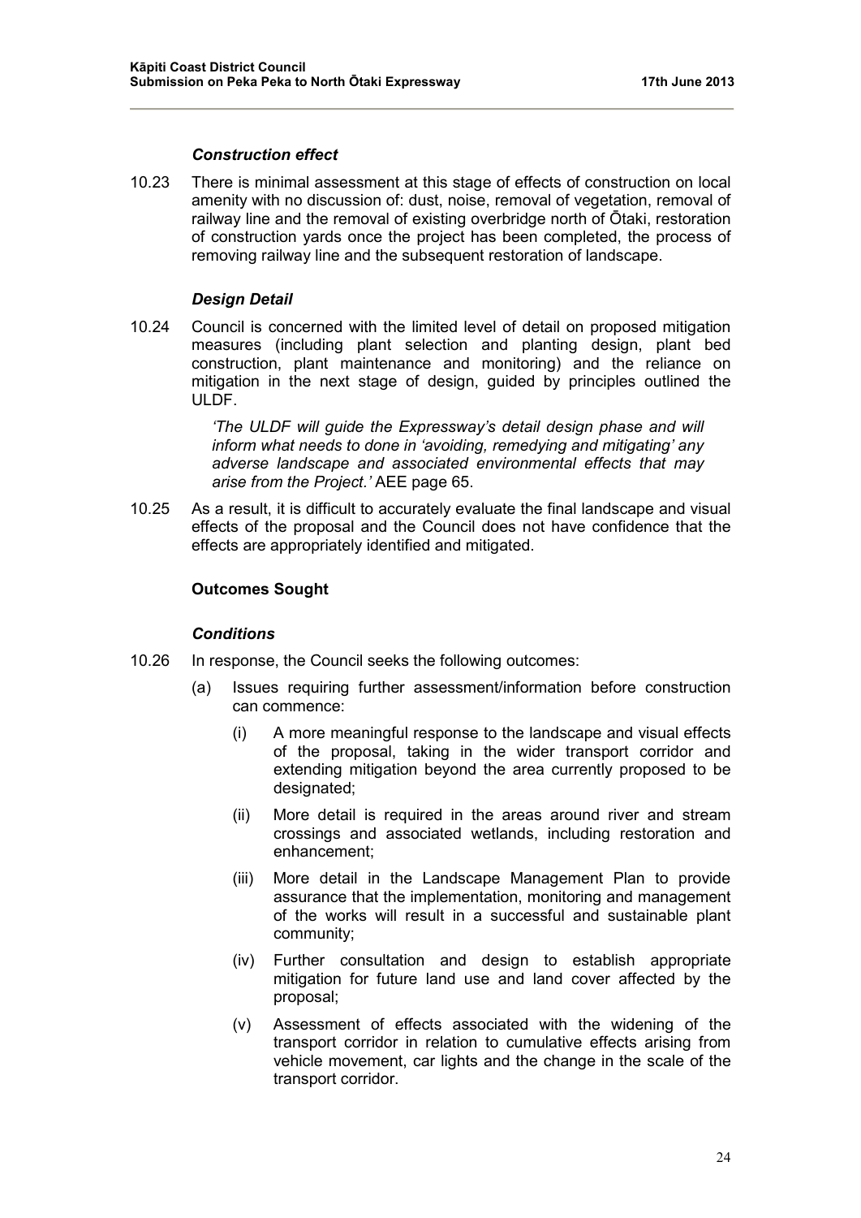### *Construction effect*

10.23 There is minimal assessment at this stage of effects of construction on local amenity with no discussion of: dust, noise, removal of vegetation, removal of railway line and the removal of existing overbridge north of Ōtaki, restoration of construction yards once the project has been completed, the process of removing railway line and the subsequent restoration of landscape.

### *Design Detail*

10.24 Council is concerned with the limited level of detail on proposed mitigation measures (including plant selection and planting design, plant bed construction, plant maintenance and monitoring) and the reliance on mitigation in the next stage of design, guided by principles outlined the ULDF.

> *'The ULDF will guide the Expressway's detail design phase and will inform what needs to done in 'avoiding, remedying and mitigating' any adverse landscape and associated environmental effects that may arise from the Project.'* AEE page 65.

10.25 As a result, it is difficult to accurately evaluate the final landscape and visual effects of the proposal and the Council does not have confidence that the effects are appropriately identified and mitigated.

### **Outcomes Sought**

### *Conditions*

10.26 In response, the Council seeks the following outcomes:

- (a) Issues requiring further assessment/information before construction can commence:
  - (i) A more meaningful response to the landscape and visual effects of the proposal, taking in the wider transport corridor and extending mitigation beyond the area currently proposed to be designated;
  - (ii) More detail is required in the areas around river and stream crossings and associated wetlands, including restoration and enhancement;
  - (iii) More detail in the Landscape Management Plan to provide assurance that the implementation, monitoring and management of the works will result in a successful and sustainable plant community;
  - (iv) Further consultation and design to establish appropriate mitigation for future land use and land cover affected by the proposal;
  - (v) Assessment of effects associated with the widening of the transport corridor in relation to cumulative effects arising from vehicle movement, car lights and the change in the scale of the transport corridor.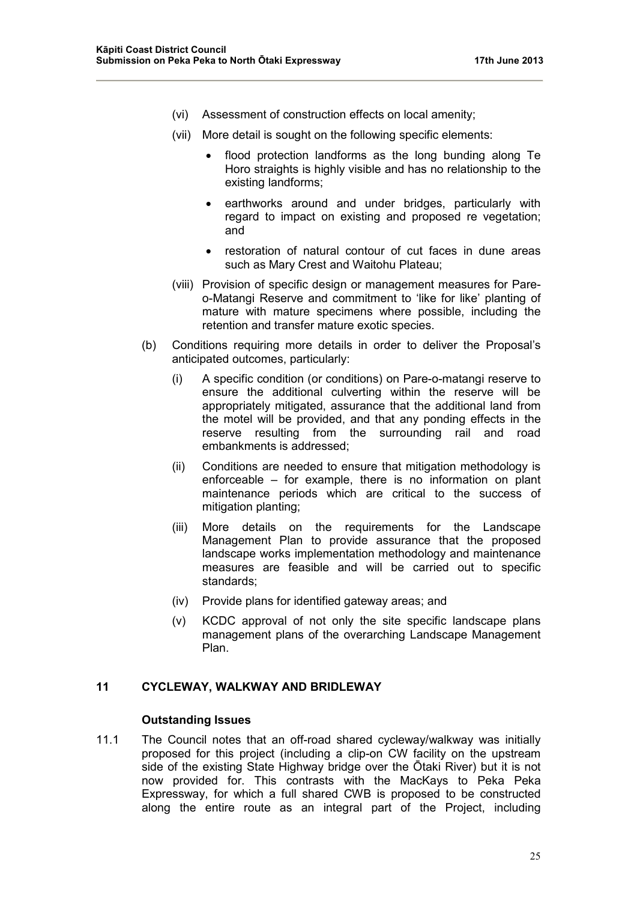(vi) Assessment of construction effects on local amenity;

(vii) More detail is sought on the following specific elements:

- flood protection landforms as the long bunding along Te Horo straights is highly visible and has no relationship to the existing landforms;
- earthworks around and under bridges, particularly with regard to impact on existing and proposed re vegetation; and
- restoration of natural contour of cut faces in dune areas such as Mary Crest and Waitohu Plateau;

(viii) Provision of specific design or management measures for Pare-o-Matangi Reserve and commitment to 'like for like' planting of mature with mature specimens where possible, including the retention and transfer mature exotic species.

(b) Conditions requiring more details in order to deliver the Proposal's anticipated outcomes, particularly:

(i) A specific condition (or conditions) on Pare-o-matangi reserve to ensure the additional culverting within the reserve will be appropriately mitigated, assurance that the additional land from the motel will be provided, and that any ponding effects in the reserve resulting from the surrounding rail and road embankments is addressed;

(ii) Conditions are needed to ensure that mitigation methodology is enforceable – for example, there is no information on plant maintenance periods which are critical to the success of mitigation planting;

(iii) More details on the requirements for the Landscape Management Plan to provide assurance that the proposed landscape works implementation methodology and maintenance measures are feasible and will be carried out to specific standards;

(iv) Provide plans for identified gateway areas; and

(v) KCDC approval of not only the site specific landscape plans management plans of the overarching Landscape Management Plan.

## 11 CYCLEWAY, WALKWAY AND BRIDLEWAY

### Outstanding Issues

11.1 The Council notes that an off-road shared cycleway/walkway was initially proposed for this project (including a clip-on CW facility on the upstream side of the existing State Highway bridge over the Ōtaki River) but it is not now provided for. This contrasts with the MacKays to Peka Peka Expressway, for which a full shared CWB is proposed to be constructed along the entire route as an integral part of the Project, including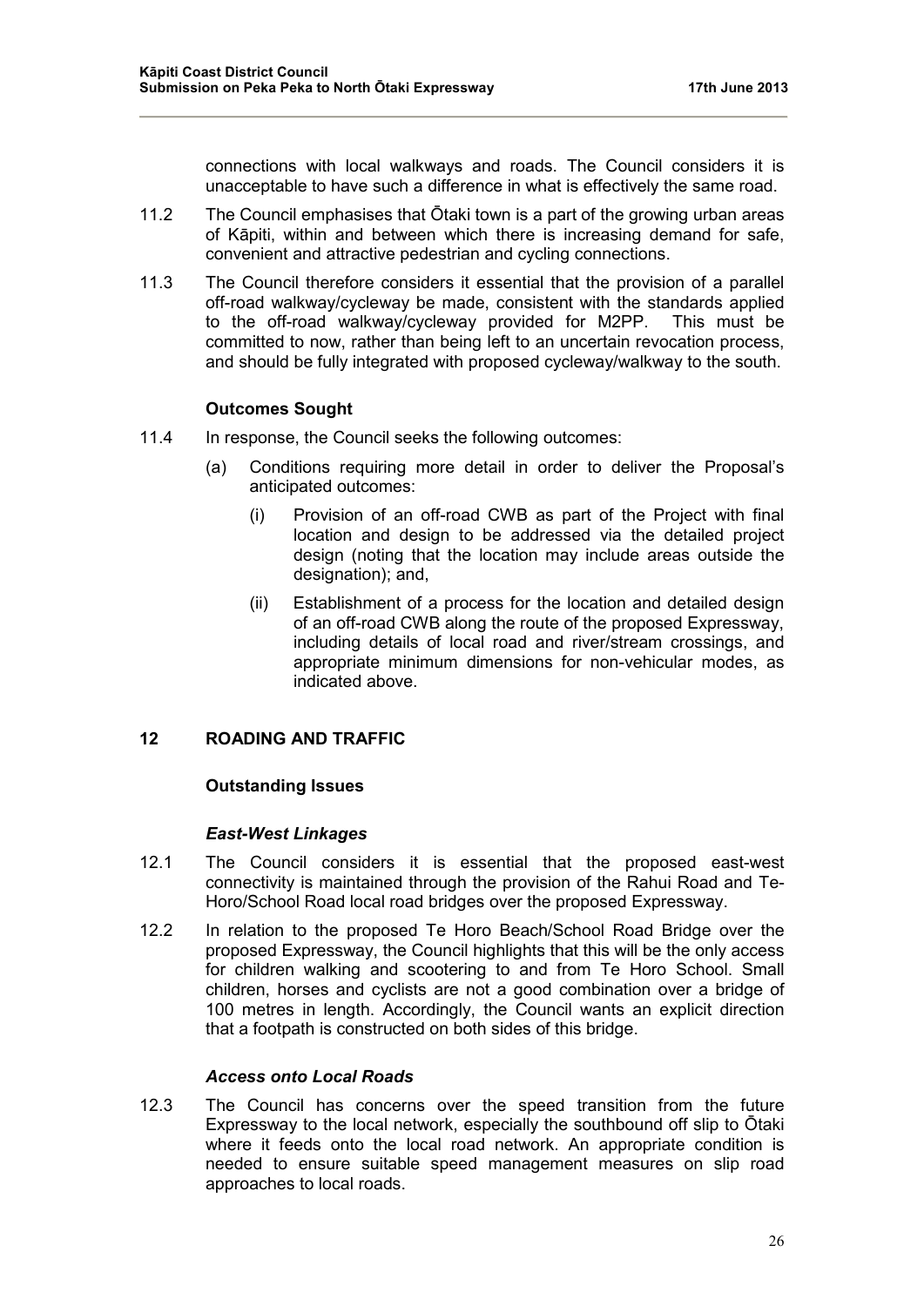connections with local walkways and roads. The Council considers it is unacceptable to have such a difference in what is effectively the same road.

11.2 The Council emphasises that Ōtaki town is a part of the growing urban areas of Kāpiti, within and between which there is increasing demand for safe, convenient and attractive pedestrian and cycling connections.

11.3 The Council therefore considers it essential that the provision of a parallel off-road walkway/cycleway be made, consistent with the standards applied to the off-road walkway/cycleway provided for M2PP. This must be committed to now, rather than being left to an uncertain revocation process, and should be fully integrated with proposed cycleway/walkway to the south.

**Outcomes Sought**

11.4 In response, the Council seeks the following outcomes:

(a) Conditions requiring more detail in order to deliver the Proposal's anticipated outcomes:

(i) Provision of an off-road CWB as part of the Project with final location and design to be addressed via the detailed project design (noting that the location may include areas outside the designation); and,

(ii) Establishment of a process for the location and detailed design of an off-road CWB along the route of the proposed Expressway, including details of local road and river/stream crossings, and appropriate minimum dimensions for non-vehicular modes, as indicated above.

## 12 ROADING AND TRAFFIC

**Outstanding Issues**

***East-West Linkages***

12.1 The Council considers it is essential that the proposed east-west connectivity is maintained through the provision of the Rahui Road and Te-Horo/School Road local road bridges over the proposed Expressway.

12.2 In relation to the proposed Te Horo Beach/School Road Bridge over the proposed Expressway, the Council highlights that this will be the only access for children walking and scootering to and from Te Horo School. Small children, horses and cyclists are not a good combination over a bridge of 100 metres in length. Accordingly, the Council wants an explicit direction that a footpath is constructed on both sides of this bridge.

***Access onto Local Roads***

12.3 The Council has concerns over the speed transition from the future Expressway to the local network, especially the southbound off slip to Ōtaki where it feeds onto the local road network. An appropriate condition is needed to ensure suitable speed management measures on slip road approaches to local roads.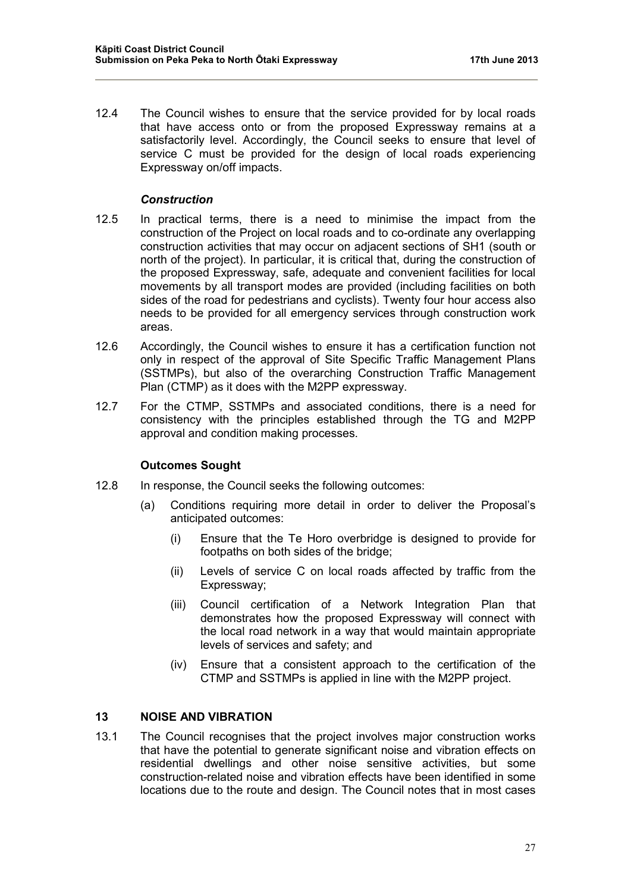12.4 The Council wishes to ensure that the service provided for by local roads that have access onto or from the proposed Expressway remains at a satisfactorily level. Accordingly, the Council seeks to ensure that level of service C must be provided for the design of local roads experiencing Expressway on/off impacts.

### *Construction*

12.5 In practical terms, there is a need to minimise the impact from the construction of the Project on local roads and to co-ordinate any overlapping construction activities that may occur on adjacent sections of SH1 (south or north of the project). In particular, it is critical that, during the construction of the proposed Expressway, safe, adequate and convenient facilities for local movements by all transport modes are provided (including facilities on both sides of the road for pedestrians and cyclists). Twenty four hour access also needs to be provided for all emergency services through construction work areas.

12.6 Accordingly, the Council wishes to ensure it has a certification function not only in respect of the approval of Site Specific Traffic Management Plans (SSTMPs), but also of the overarching Construction Traffic Management Plan (CTMP) as it does with the M2PP expressway.

12.7 For the CTMP, SSTMPs and associated conditions, there is a need for consistency with the principles established through the TG and M2PP approval and condition making processes.

### Outcomes Sought

12.8 In response, the Council seeks the following outcomes:

(a) Conditions requiring more detail in order to deliver the Proposal's anticipated outcomes:

(i) Ensure that the Te Horo overbridge is designed to provide for footpaths on both sides of the bridge;

(ii) Levels of service C on local roads affected by traffic from the Expressway;

(iii) Council certification of a Network Integration Plan that demonstrates how the proposed Expressway will connect with the local road network in a way that would maintain appropriate levels of services and safety; and

(iv) Ensure that a consistent approach to the certification of the CTMP and SSTMPs is applied in line with the M2PP project.

## 13 NOISE AND VIBRATION

13.1 The Council recognises that the project involves major construction works that have the potential to generate significant noise and vibration effects on residential dwellings and other noise sensitive activities, but some construction-related noise and vibration effects have been identified in some locations due to the route and design. The Council notes that in most cases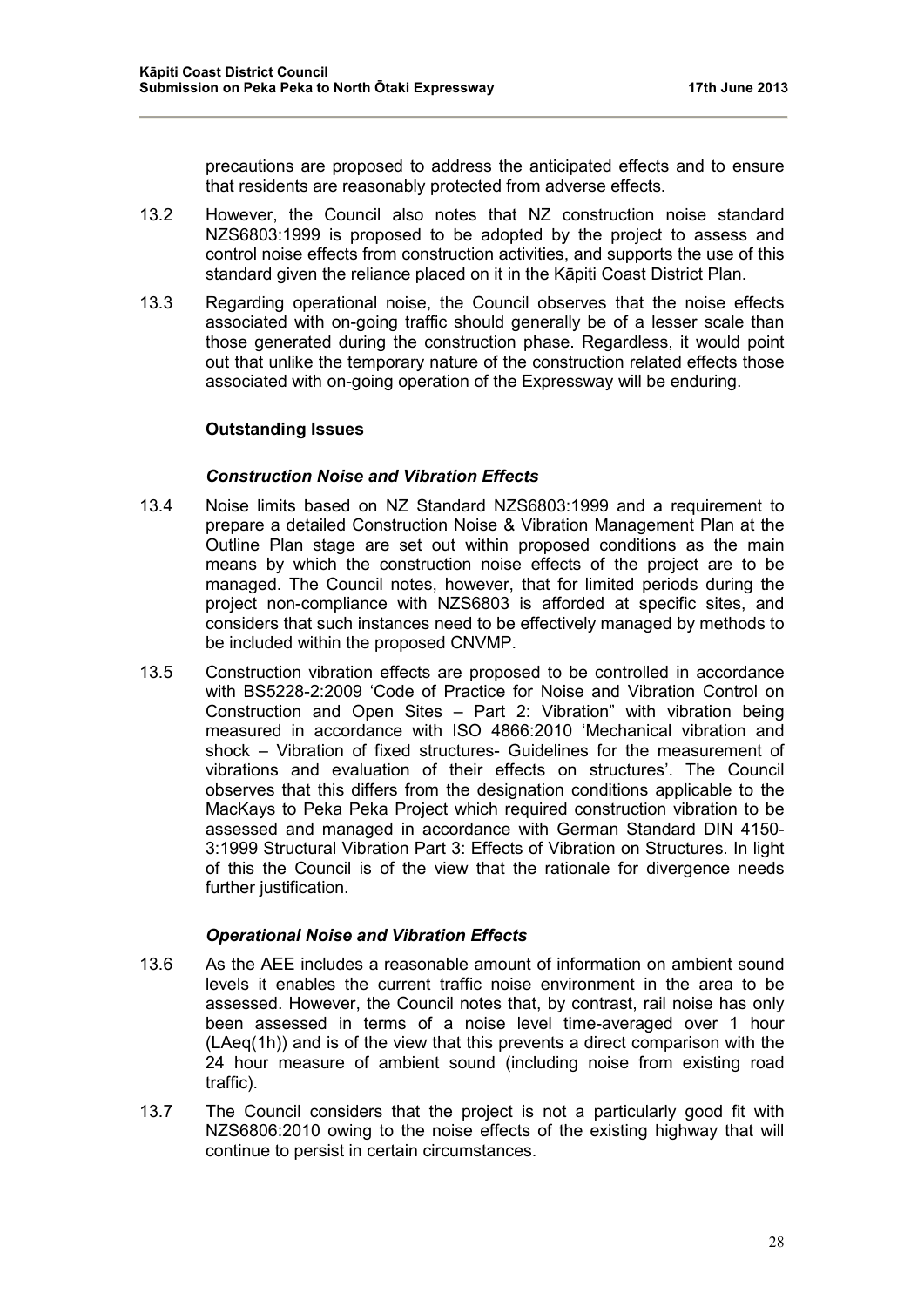precautions are proposed to address the anticipated effects and to ensure that residents are reasonably protected from adverse effects.

13.2 However, the Council also notes that NZ construction noise standard NZS6803:1999 is proposed to be adopted by the project to assess and control noise effects from construction activities, and supports the use of this standard given the reliance placed on it in the Kāpiti Coast District Plan.

13.3 Regarding operational noise, the Council observes that the noise effects associated with on-going traffic should generally be of a lesser scale than those generated during the construction phase. Regardless, it would point out that unlike the temporary nature of the construction related effects those associated with on-going operation of the Expressway will be enduring.

### Outstanding Issues

#### *Construction Noise and Vibration Effects*

13.4 Noise limits based on NZ Standard NZS6803:1999 and a requirement to prepare a detailed Construction Noise & Vibration Management Plan at the Outline Plan stage are set out within proposed conditions as the main means by which the construction noise effects of the project are to be managed. The Council notes, however, that for limited periods during the project non-compliance with NZS6803 is afforded at specific sites, and considers that such instances need to be effectively managed by methods to be included within the proposed CNVMP.

13.5 Construction vibration effects are proposed to be controlled in accordance with BS5228-2:2009 'Code of Practice for Noise and Vibration Control on Construction and Open Sites – Part 2: Vibration" with vibration being measured in accordance with ISO 4866:2010 'Mechanical vibration and shock – Vibration of fixed structures- Guidelines for the measurement of vibrations and evaluation of their effects on structures'. The Council observes that this differs from the designation conditions applicable to the MacKays to Peka Peka Project which required construction vibration to be assessed and managed in accordance with German Standard DIN 4150-3:1999 Structural Vibration Part 3: Effects of Vibration on Structures. In light of this the Council is of the view that the rationale for divergence needs further justification.

#### *Operational Noise and Vibration Effects*

13.6 As the AEE includes a reasonable amount of information on ambient sound levels it enables the current traffic noise environment in the area to be assessed. However, the Council notes that, by contrast, rail noise has only been assessed in terms of a noise level time-averaged over 1 hour (LAeq(1h)) and is of the view that this prevents a direct comparison with the 24 hour measure of ambient sound (including noise from existing road traffic).

13.7 The Council considers that the project is not a particularly good fit with NZS6806:2010 owing to the noise effects of the existing highway that will continue to persist in certain circumstances.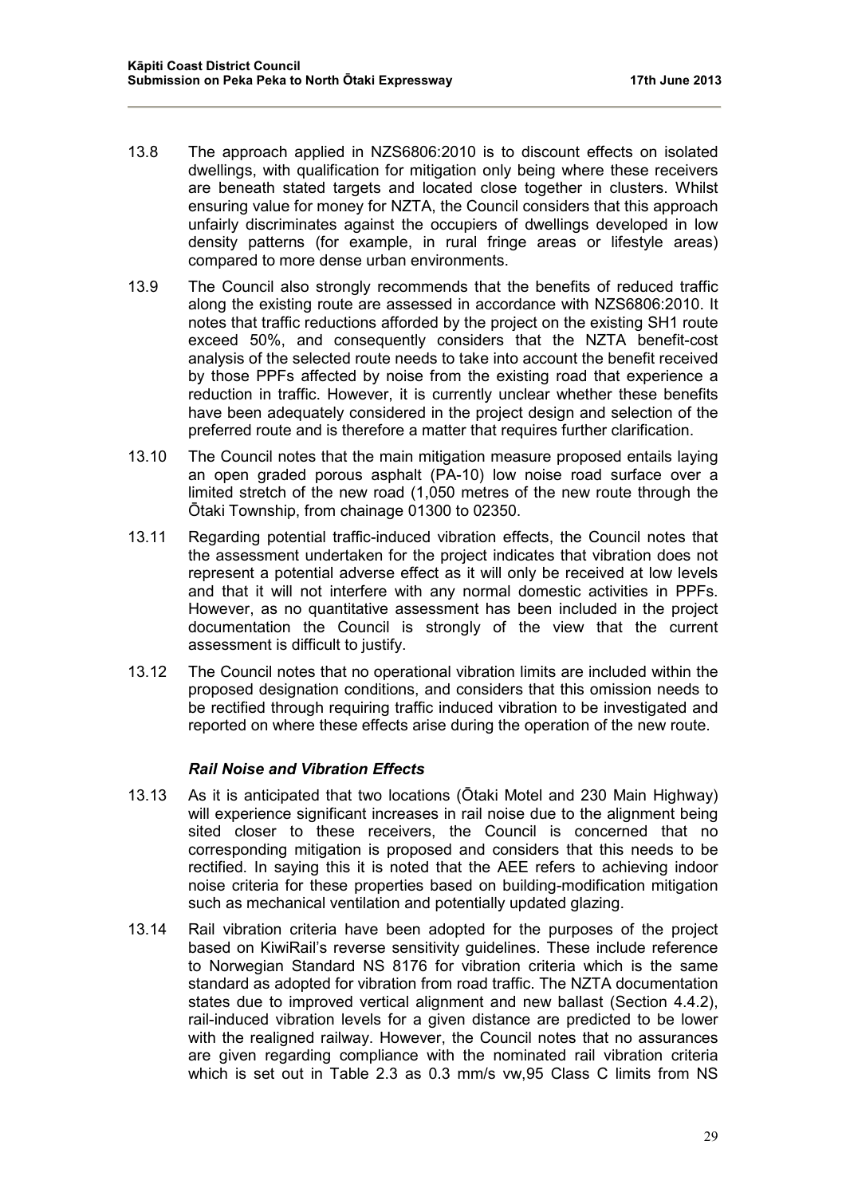13.8 The approach applied in NZS6806:2010 is to discount effects on isolated dwellings, with qualification for mitigation only being where these receivers are beneath stated targets and located close together in clusters. Whilst ensuring value for money for NZTA, the Council considers that this approach unfairly discriminates against the occupiers of dwellings developed in low density patterns (for example, in rural fringe areas or lifestyle areas) compared to more dense urban environments.

13.9 The Council also strongly recommends that the benefits of reduced traffic along the existing route are assessed in accordance with NZS6806:2010. It notes that traffic reductions afforded by the project on the existing SH1 route exceed 50%, and consequently considers that the NZTA benefit-cost analysis of the selected route needs to take into account the benefit received by those PPFs affected by noise from the existing road that experience a reduction in traffic. However, it is currently unclear whether these benefits have been adequately considered in the project design and selection of the preferred route and is therefore a matter that requires further clarification.

13.10 The Council notes that the main mitigation measure proposed entails laying an open graded porous asphalt (PA-10) low noise road surface over a limited stretch of the new road (1,050 metres of the new route through the Ōtaki Township, from chainage 01300 to 02350.

13.11 Regarding potential traffic-induced vibration effects, the Council notes that the assessment undertaken for the project indicates that vibration does not represent a potential adverse effect as it will only be received at low levels and that it will not interfere with any normal domestic activities in PPFs. However, as no quantitative assessment has been included in the project documentation the Council is strongly of the view that the current assessment is difficult to justify.

13.12 The Council notes that no operational vibration limits are included within the proposed designation conditions, and considers that this omission needs to be rectified through requiring traffic induced vibration to be investigated and reported on where these effects arise during the operation of the new route.

### *Rail Noise and Vibration Effects*

13.13 As it is anticipated that two locations (Ōtaki Motel and 230 Main Highway) will experience significant increases in rail noise due to the alignment being sited closer to these receivers, the Council is concerned that no corresponding mitigation is proposed and considers that this needs to be rectified. In saying this it is noted that the AEE refers to achieving indoor noise criteria for these properties based on building-modification mitigation such as mechanical ventilation and potentially updated glazing.

13.14 Rail vibration criteria have been adopted for the purposes of the project based on KiwiRail's reverse sensitivity guidelines. These include reference to Norwegian Standard NS 8176 for vibration criteria which is the same standard as adopted for vibration from road traffic. The NZTA documentation states due to improved vertical alignment and new ballast (Section 4.4.2), rail-induced vibration levels for a given distance are predicted to be lower with the realigned railway. However, the Council notes that no assurances are given regarding compliance with the nominated rail vibration criteria which is set out in Table 2.3 as 0.3 mm/s vw,95 Class C limits from NS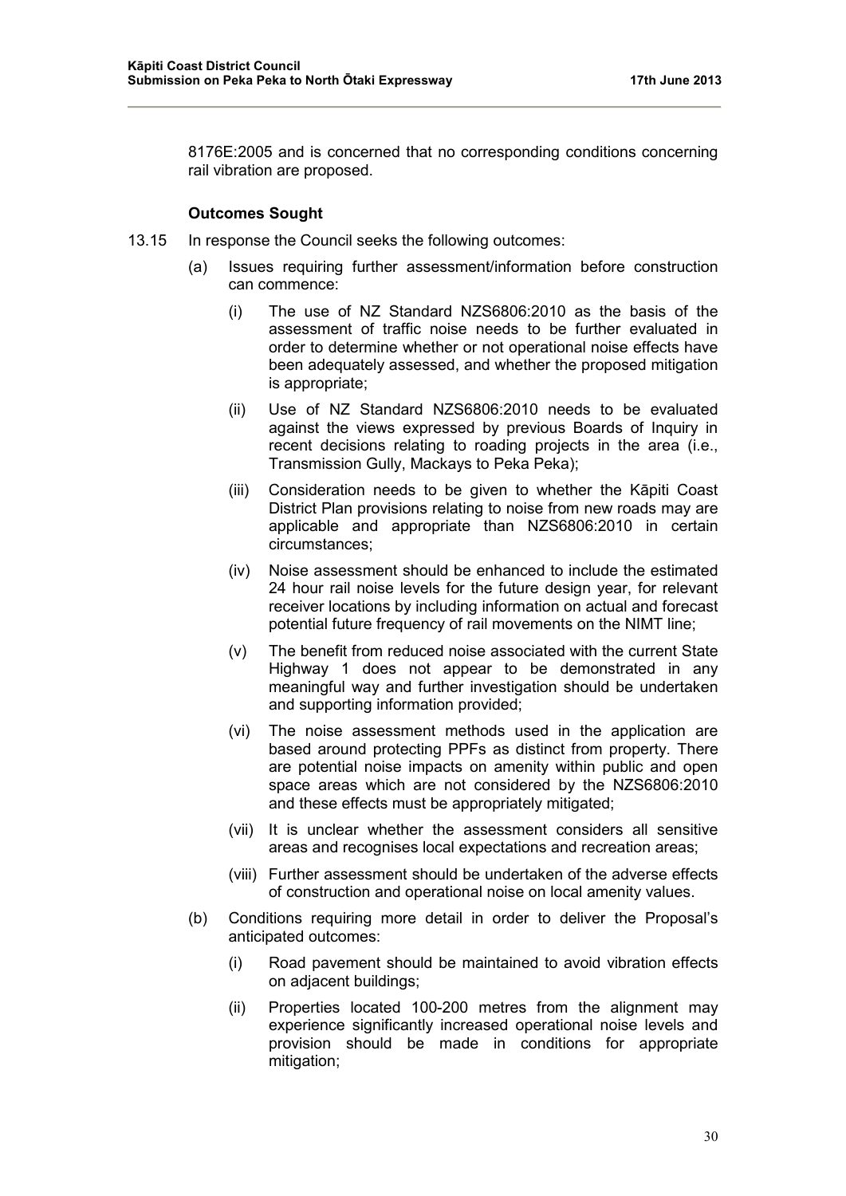8176E:2005 and is concerned that no corresponding conditions concerning rail vibration are proposed.

**Outcomes Sought**

13.15 In response the Council seeks the following outcomes:

(a) Issues requiring further assessment/information before construction can commence:

(i) The use of NZ Standard NZS6806:2010 as the basis of the assessment of traffic noise needs to be further evaluated in order to determine whether or not operational noise effects have been adequately assessed, and whether the proposed mitigation is appropriate;

(ii) Use of NZ Standard NZS6806:2010 needs to be evaluated against the views expressed by previous Boards of Inquiry in recent decisions relating to roading projects in the area (i.e., Transmission Gully, Mackays to Peka Peka);

(iii) Consideration needs to be given to whether the Kāpiti Coast District Plan provisions relating to noise from new roads may are applicable and appropriate than NZS6806:2010 in certain circumstances;

(iv) Noise assessment should be enhanced to include the estimated 24 hour rail noise levels for the future design year, for relevant receiver locations by including information on actual and forecast potential future frequency of rail movements on the NIMT line;

(v) The benefit from reduced noise associated with the current State Highway 1 does not appear to be demonstrated in any meaningful way and further investigation should be undertaken and supporting information provided;

(vi) The noise assessment methods used in the application are based around protecting PPFs as distinct from property. There are potential noise impacts on amenity within public and open space areas which are not considered by the NZS6806:2010 and these effects must be appropriately mitigated;

(vii) It is unclear whether the assessment considers all sensitive areas and recognises local expectations and recreation areas;

(viii) Further assessment should be undertaken of the adverse effects of construction and operational noise on local amenity values.

(b) Conditions requiring more detail in order to deliver the Proposal's anticipated outcomes:

(i) Road pavement should be maintained to avoid vibration effects on adjacent buildings;

(ii) Properties located 100-200 metres from the alignment may experience significantly increased operational noise levels and provision should be made in conditions for appropriate mitigation;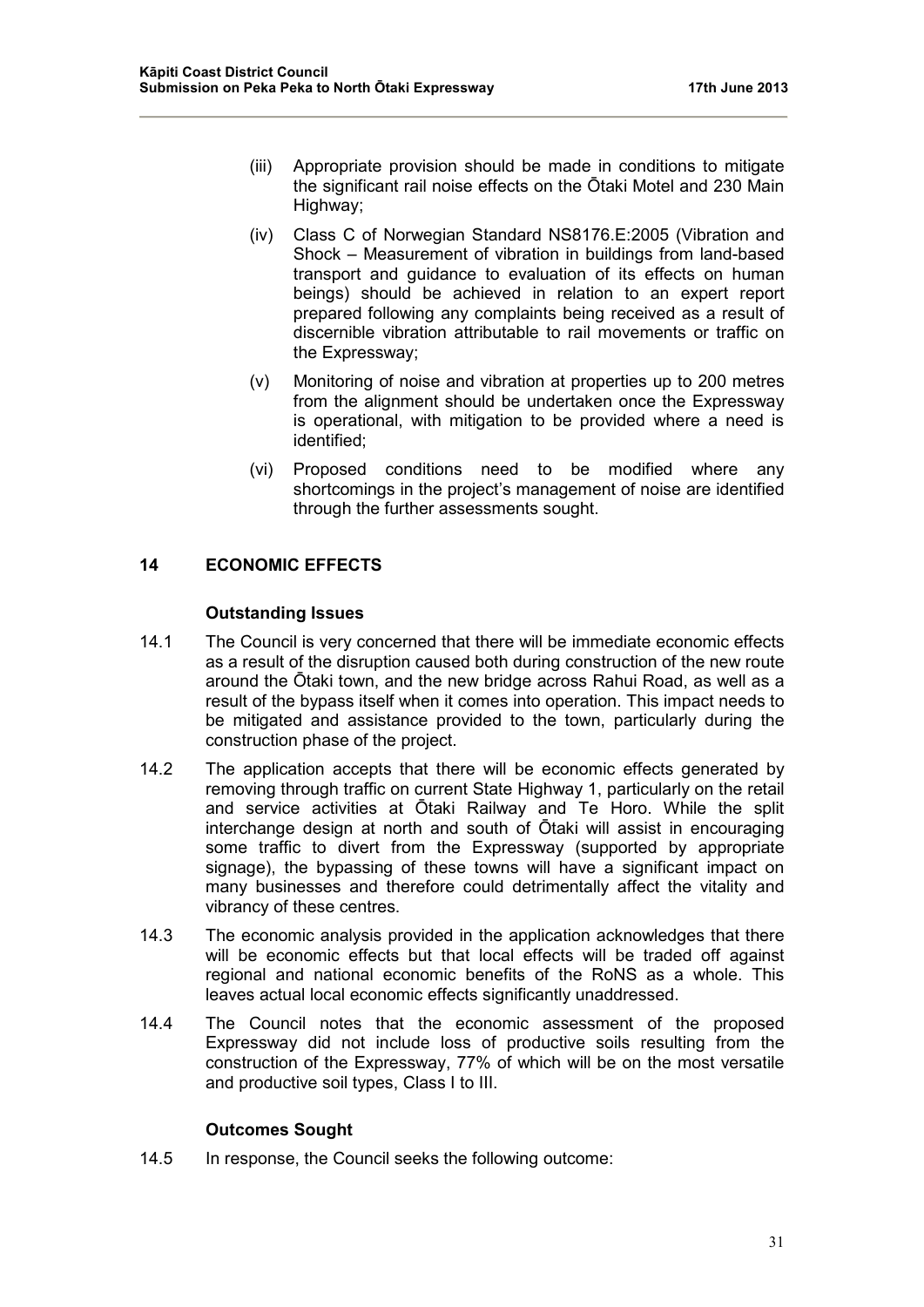(iii) Appropriate provision should be made in conditions to mitigate the significant rail noise effects on the Ōtaki Motel and 230 Main Highway;

(iv) Class C of Norwegian Standard NS8176.E:2005 (Vibration and Shock – Measurement of vibration in buildings from land-based transport and guidance to evaluation of its effects on human beings) should be achieved in relation to an expert report prepared following any complaints being received as a result of discernible vibration attributable to rail movements or traffic on the Expressway;

(v) Monitoring of noise and vibration at properties up to 200 metres from the alignment should be undertaken once the Expressway is operational, with mitigation to be provided where a need is identified;

(vi) Proposed conditions need to be modified where any shortcomings in the project's management of noise are identified through the further assessments sought.

## 14 ECONOMIC EFFECTS

### Outstanding Issues

14.1 The Council is very concerned that there will be immediate economic effects as a result of the disruption caused both during construction of the new route around the Ōtaki town, and the new bridge across Rahui Road, as well as a result of the bypass itself when it comes into operation. This impact needs to be mitigated and assistance provided to the town, particularly during the construction phase of the project.

14.2 The application accepts that there will be economic effects generated by removing through traffic on current State Highway 1, particularly on the retail and service activities at Ōtaki Railway and Te Horo. While the split interchange design at north and south of Ōtaki will assist in encouraging some traffic to divert from the Expressway (supported by appropriate signage), the bypassing of these towns will have a significant impact on many businesses and therefore could detrimentally affect the vitality and vibrancy of these centres.

14.3 The economic analysis provided in the application acknowledges that there will be economic effects but that local effects will be traded off against regional and national economic benefits of the RoNS as a whole. This leaves actual local economic effects significantly unaddressed.

14.4 The Council notes that the economic assessment of the proposed Expressway did not include loss of productive soils resulting from the construction of the Expressway, 77% of which will be on the most versatile and productive soil types, Class I to III.

### Outcomes Sought

14.5 In response, the Council seeks the following outcome: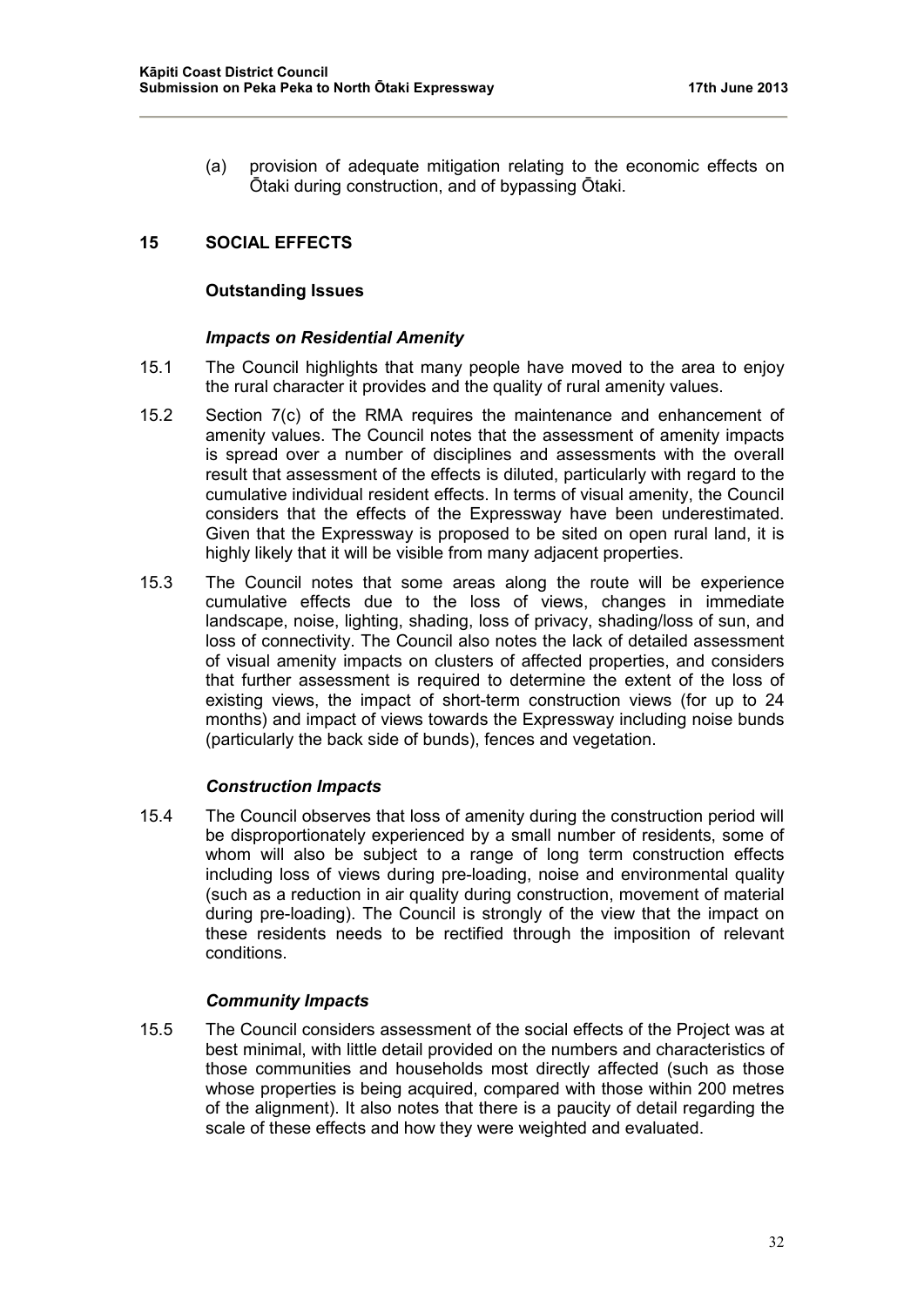(a) provision of adequate mitigation relating to the economic effects on Ōtaki during construction, and of bypassing Ōtaki.

## 15 SOCIAL EFFECTS

### Outstanding Issues

#### *Impacts on Residential Amenity*

15.1 The Council highlights that many people have moved to the area to enjoy the rural character it provides and the quality of rural amenity values.

15.2 Section 7(c) of the RMA requires the maintenance and enhancement of amenity values. The Council notes that the assessment of amenity impacts is spread over a number of disciplines and assessments with the overall result that assessment of the effects is diluted, particularly with regard to the cumulative individual resident effects. In terms of visual amenity, the Council considers that the effects of the Expressway have been underestimated. Given that the Expressway is proposed to be sited on open rural land, it is highly likely that it will be visible from many adjacent properties.

15.3 The Council notes that some areas along the route will be experience cumulative effects due to the loss of views, changes in immediate landscape, noise, lighting, shading, loss of privacy, shading/loss of sun, and loss of connectivity. The Council also notes the lack of detailed assessment of visual amenity impacts on clusters of affected properties, and considers that further assessment is required to determine the extent of the loss of existing views, the impact of short-term construction views (for up to 24 months) and impact of views towards the Expressway including noise bunds (particularly the back side of bunds), fences and vegetation.

#### *Construction Impacts*

15.4 The Council observes that loss of amenity during the construction period will be disproportionately experienced by a small number of residents, some of whom will also be subject to a range of long term construction effects including loss of views during pre-loading, noise and environmental quality (such as a reduction in air quality during construction, movement of material during pre-loading). The Council is strongly of the view that the impact on these residents needs to be rectified through the imposition of relevant conditions.

#### *Community Impacts*

15.5 The Council considers assessment of the social effects of the Project was at best minimal, with little detail provided on the numbers and characteristics of those communities and households most directly affected (such as those whose properties is being acquired, compared with those within 200 metres of the alignment). It also notes that there is a paucity of detail regarding the scale of these effects and how they were weighted and evaluated.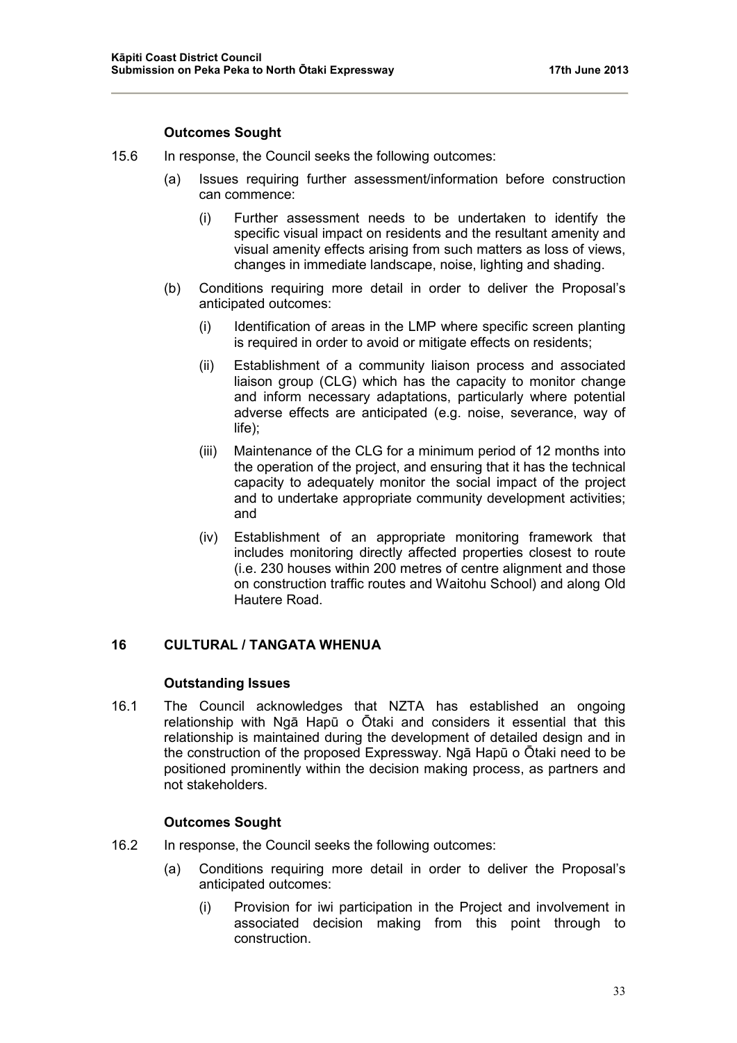### Outcomes Sought

15.6 In response, the Council seeks the following outcomes:

(a) Issues requiring further assessment/information before construction can commence:

(i) Further assessment needs to be undertaken to identify the specific visual impact on residents and the resultant amenity and visual amenity effects arising from such matters as loss of views, changes in immediate landscape, noise, lighting and shading.

(b) Conditions requiring more detail in order to deliver the Proposal's anticipated outcomes:

(i) Identification of areas in the LMP where specific screen planting is required in order to avoid or mitigate effects on residents;

(ii) Establishment of a community liaison process and associated liaison group (CLG) which has the capacity to monitor change and inform necessary adaptations, particularly where potential adverse effects are anticipated (e.g. noise, severance, way of life);

(iii) Maintenance of the CLG for a minimum period of 12 months into the operation of the project, and ensuring that it has the technical capacity to adequately monitor the social impact of the project and to undertake appropriate community development activities; and

(iv) Establishment of an appropriate monitoring framework that includes monitoring directly affected properties closest to route (i.e. 230 houses within 200 metres of centre alignment and those on construction traffic routes and Waitohu School) and along Old Hautere Road.

## 16 CULTURAL / TANGATA WHENUA

### Outstanding Issues

16.1 The Council acknowledges that NZTA has established an ongoing relationship with Ngā Hapū o Ōtaki and considers it essential that this relationship is maintained during the development of detailed design and in the construction of the proposed Expressway. Ngā Hapū o Ōtaki need to be positioned prominently within the decision making process, as partners and not stakeholders.

### Outcomes Sought

16.2 In response, the Council seeks the following outcomes:

(a) Conditions requiring more detail in order to deliver the Proposal's anticipated outcomes:

(i) Provision for iwi participation in the Project and involvement in associated decision making from this point through to construction.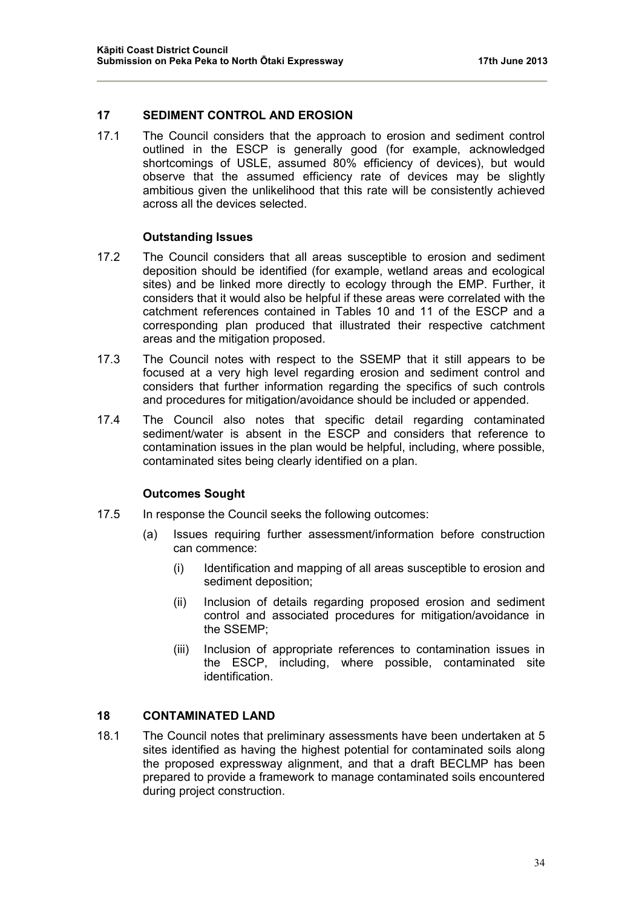## 17 SEDIMENT CONTROL AND EROSION

17.1 The Council considers that the approach to erosion and sediment control outlined in the ESCP is generally good (for example, acknowledged shortcomings of USLE, assumed 80% efficiency of devices), but would observe that the assumed efficiency rate of devices may be slightly ambitious given the unlikelihood that this rate will be consistently achieved across all the devices selected.

### Outstanding Issues

17.2 The Council considers that all areas susceptible to erosion and sediment deposition should be identified (for example, wetland areas and ecological sites) and be linked more directly to ecology through the EMP. Further, it considers that it would also be helpful if these areas were correlated with the catchment references contained in Tables 10 and 11 of the ESCP and a corresponding plan produced that illustrated their respective catchment areas and the mitigation proposed.

17.3 The Council notes with respect to the SSEMP that it still appears to be focused at a very high level regarding erosion and sediment control and considers that further information regarding the specifics of such controls and procedures for mitigation/avoidance should be included or appended.

17.4 The Council also notes that specific detail regarding contaminated sediment/water is absent in the ESCP and considers that reference to contamination issues in the plan would be helpful, including, where possible, contaminated sites being clearly identified on a plan.

### Outcomes Sought

17.5 In response the Council seeks the following outcomes:

- (a) Issues requiring further assessment/information before construction can commence:
  - (i) Identification and mapping of all areas susceptible to erosion and sediment deposition;
  - (ii) Inclusion of details regarding proposed erosion and sediment control and associated procedures for mitigation/avoidance in the SSEMP;
  - (iii) Inclusion of appropriate references to contamination issues in the ESCP, including, where possible, contaminated site identification.

## 18 CONTAMINATED LAND

18.1 The Council notes that preliminary assessments have been undertaken at 5 sites identified as having the highest potential for contaminated soils along the proposed expressway alignment, and that a draft BECLMP has been prepared to provide a framework to manage contaminated soils encountered during project construction.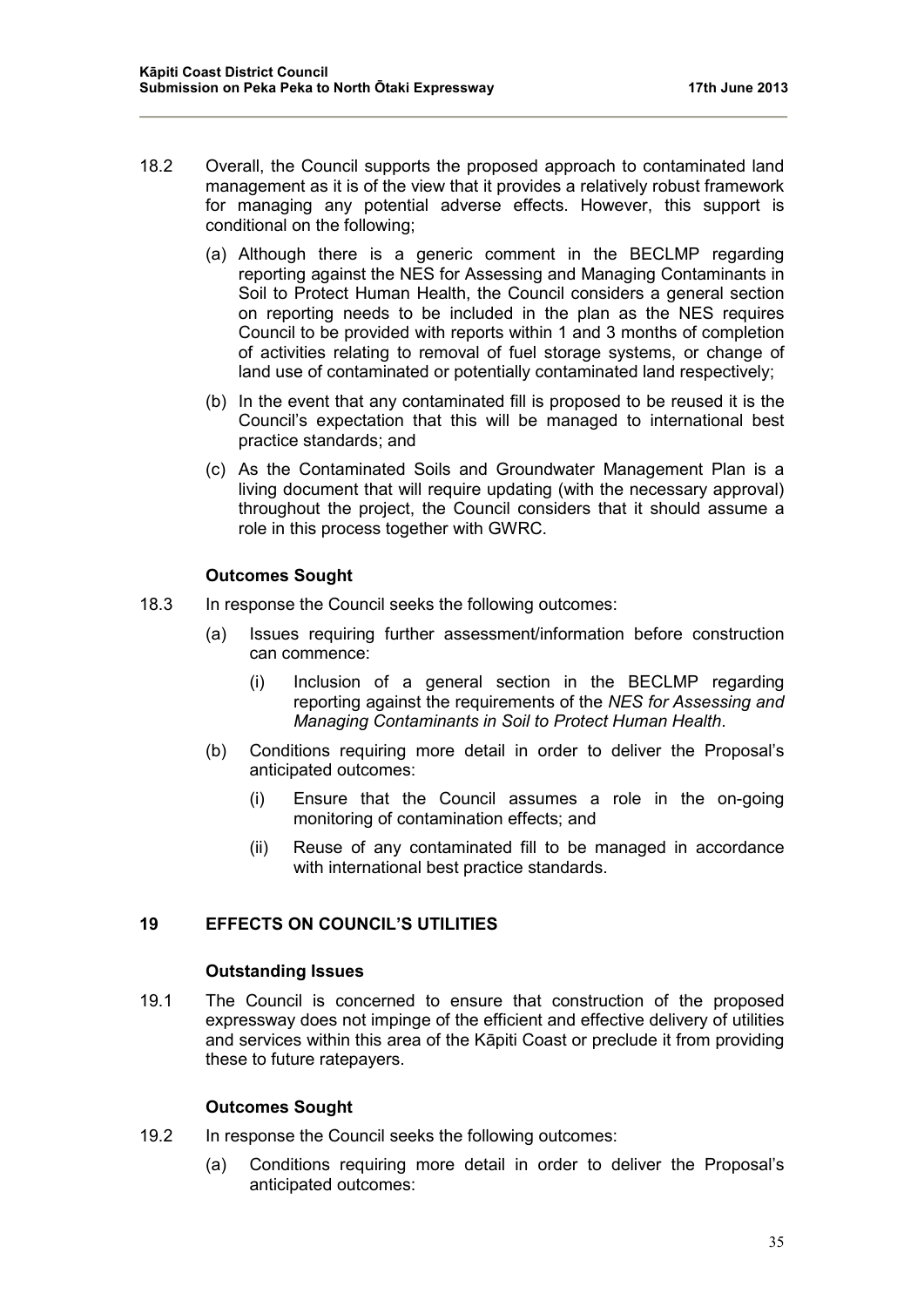18.2 Overall, the Council supports the proposed approach to contaminated land management as it is of the view that it provides a relatively robust framework for managing any potential adverse effects. However, this support is conditional on the following;

(a) Although there is a generic comment in the BECLMP regarding reporting against the NES for Assessing and Managing Contaminants in Soil to Protect Human Health, the Council considers a general section on reporting needs to be included in the plan as the NES requires Council to be provided with reports within 1 and 3 months of completion of activities relating to removal of fuel storage systems, or change of land use of contaminated or potentially contaminated land respectively;

(b) In the event that any contaminated fill is proposed to be reused it is the Council's expectation that this will be managed to international best practice standards; and

(c) As the Contaminated Soils and Groundwater Management Plan is a living document that will require updating (with the necessary approval) throughout the project, the Council considers that it should assume a role in this process together with GWRC.

**Outcomes Sought**

18.3 In response the Council seeks the following outcomes:

(a) Issues requiring further assessment/information before construction can commence:

(i) Inclusion of a general section in the BECLMP regarding reporting against the requirements of the *NES for Assessing and Managing Contaminants in Soil to Protect Human Health*.

(b) Conditions requiring more detail in order to deliver the Proposal's anticipated outcomes:

(i) Ensure that the Council assumes a role in the on-going monitoring of contamination effects; and

(ii) Reuse of any contaminated fill to be managed in accordance with international best practice standards.

## 19 EFFECTS ON COUNCIL'S UTILITIES

**Outstanding Issues**

19.1 The Council is concerned to ensure that construction of the proposed expressway does not impinge of the efficient and effective delivery of utilities and services within this area of the Kāpiti Coast or preclude it from providing these to future ratepayers.

**Outcomes Sought**

19.2 In response the Council seeks the following outcomes:

(a) Conditions requiring more detail in order to deliver the Proposal's anticipated outcomes: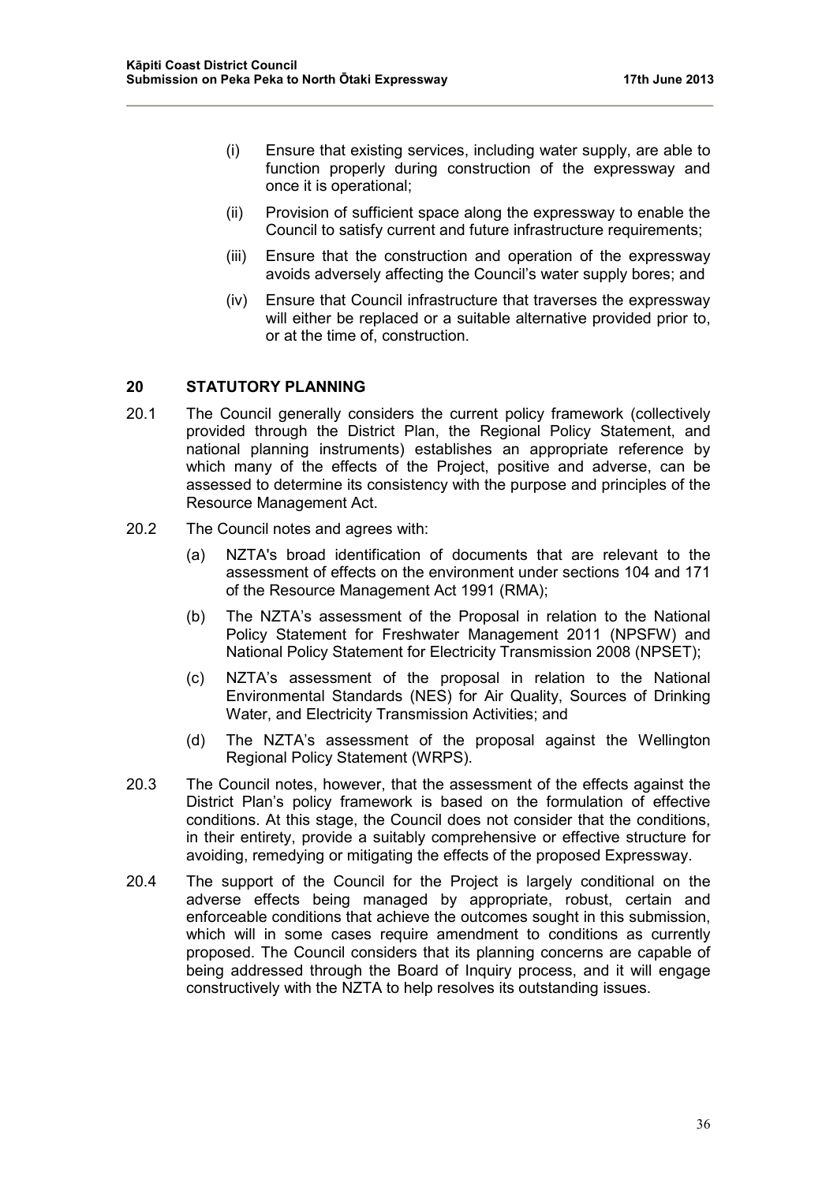(i) Ensure that existing services, including water supply, are able to function properly during construction of the expressway and once it is operational;

(ii) Provision of sufficient space along the expressway to enable the Council to satisfy current and future infrastructure requirements;

(iii) Ensure that the construction and operation of the expressway avoids adversely affecting the Council's water supply bores; and

(iv) Ensure that Council infrastructure that traverses the expressway will either be replaced or a suitable alternative provided prior to, or at the time of, construction.

## 20 STATUTORY PLANNING

20.1 The Council generally considers the current policy framework (collectively provided through the District Plan, the Regional Policy Statement, and national planning instruments) establishes an appropriate reference by which many of the effects of the Project, positive and adverse, can be assessed to determine its consistency with the purpose and principles of the Resource Management Act.

20.2 The Council notes and agrees with:

(a) NZTA's broad identification of documents that are relevant to the assessment of effects on the environment under sections 104 and 171 of the Resource Management Act 1991 (RMA);

(b) The NZTA's assessment of the Proposal in relation to the National Policy Statement for Freshwater Management 2011 (NPSFW) and National Policy Statement for Electricity Transmission 2008 (NPSET);

(c) NZTA's assessment of the proposal in relation to the National Environmental Standards (NES) for Air Quality, Sources of Drinking Water, and Electricity Transmission Activities; and

(d) The NZTA's assessment of the proposal against the Wellington Regional Policy Statement (WRPS).

20.3 The Council notes, however, that the assessment of the effects against the District Plan's policy framework is based on the formulation of effective conditions. At this stage, the Council does not consider that the conditions, in their entirety, provide a suitably comprehensive or effective structure for avoiding, remedying or mitigating the effects of the proposed Expressway.

20.4 The support of the Council for the Project is largely conditional on the adverse effects being managed by appropriate, robust, certain and enforceable conditions that achieve the outcomes sought in this submission, which will in some cases require amendment to conditions as currently proposed. The Council considers that its planning concerns are capable of being addressed through the Board of Inquiry process, and it will engage constructively with the NZTA to help resolves its outstanding issues.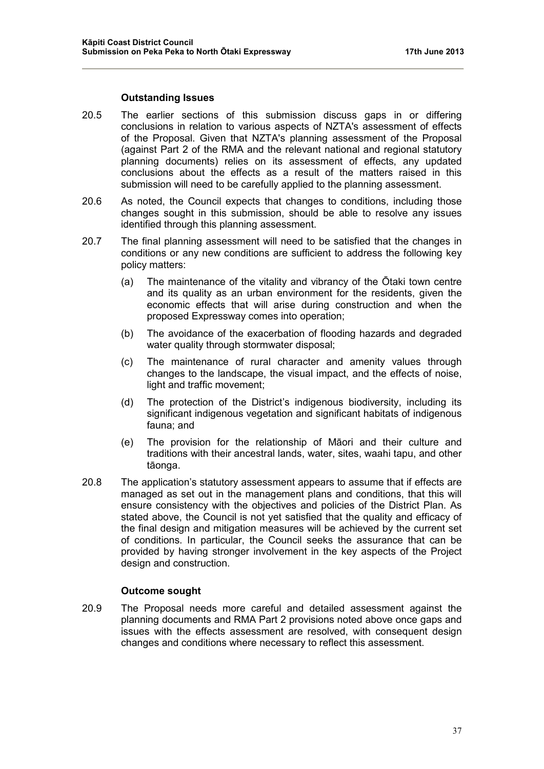### Outstanding Issues

20.5 The earlier sections of this submission discuss gaps in or differing conclusions in relation to various aspects of NZTA's assessment of effects of the Proposal. Given that NZTA's planning assessment of the Proposal (against Part 2 of the RMA and the relevant national and regional statutory planning documents) relies on its assessment of effects, any updated conclusions about the effects as a result of the matters raised in this submission will need to be carefully applied to the planning assessment.

20.6 As noted, the Council expects that changes to conditions, including those changes sought in this submission, should be able to resolve any issues identified through this planning assessment.

20.7 The final planning assessment will need to be satisfied that the changes in conditions or any new conditions are sufficient to address the following key policy matters:

(a) The maintenance of the vitality and vibrancy of the Ōtaki town centre and its quality as an urban environment for the residents, given the economic effects that will arise during construction and when the proposed Expressway comes into operation;

(b) The avoidance of the exacerbation of flooding hazards and degraded water quality through stormwater disposal;

(c) The maintenance of rural character and amenity values through changes to the landscape, the visual impact, and the effects of noise, light and traffic movement;

(d) The protection of the District's indigenous biodiversity, including its significant indigenous vegetation and significant habitats of indigenous fauna; and

(e) The provision for the relationship of Māori and their culture and traditions with their ancestral lands, water, sites, waahi tapu, and other tāonga.

20.8 The application's statutory assessment appears to assume that if effects are managed as set out in the management plans and conditions, that this will ensure consistency with the objectives and policies of the District Plan. As stated above, the Council is not yet satisfied that the quality and efficacy of the final design and mitigation measures will be achieved by the current set of conditions. In particular, the Council seeks the assurance that can be provided by having stronger involvement in the key aspects of the Project design and construction.

### Outcome sought

20.9 The Proposal needs more careful and detailed assessment against the planning documents and RMA Part 2 provisions noted above once gaps and issues with the effects assessment are resolved, with consequent design changes and conditions where necessary to reflect this assessment.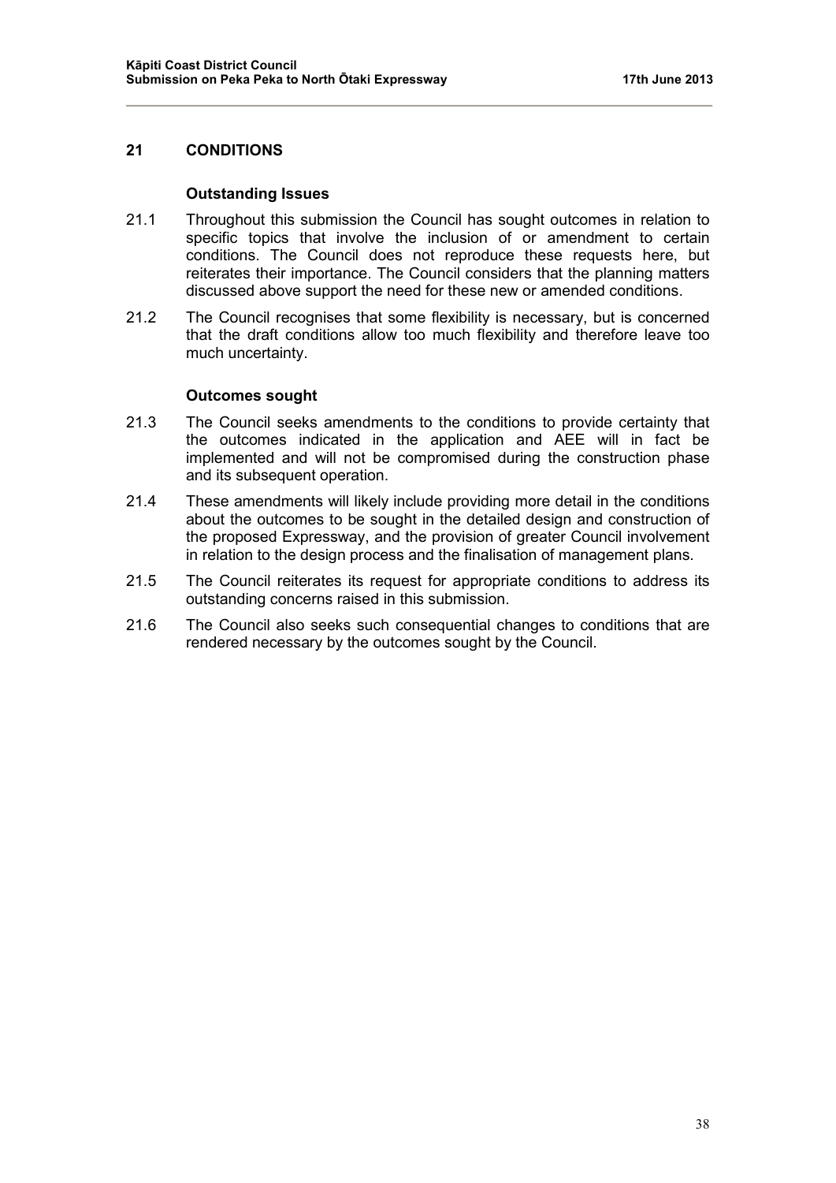## 21 CONDITIONS

### Outstanding Issues

21.1 Throughout this submission the Council has sought outcomes in relation to specific topics that involve the inclusion of or amendment to certain conditions. The Council does not reproduce these requests here, but reiterates their importance. The Council considers that the planning matters discussed above support the need for these new or amended conditions.

21.2 The Council recognises that some flexibility is necessary, but is concerned that the draft conditions allow too much flexibility and therefore leave too much uncertainty.

### Outcomes sought

21.3 The Council seeks amendments to the conditions to provide certainty that the outcomes indicated in the application and AEE will in fact be implemented and will not be compromised during the construction phase and its subsequent operation.

21.4 These amendments will likely include providing more detail in the conditions about the outcomes to be sought in the detailed design and construction of the proposed Expressway, and the provision of greater Council involvement in relation to the design process and the finalisation of management plans.

21.5 The Council reiterates its request for appropriate conditions to address its outstanding concerns raised in this submission.

21.6 The Council also seeks such consequential changes to conditions that are rendered necessary by the outcomes sought by the Council.